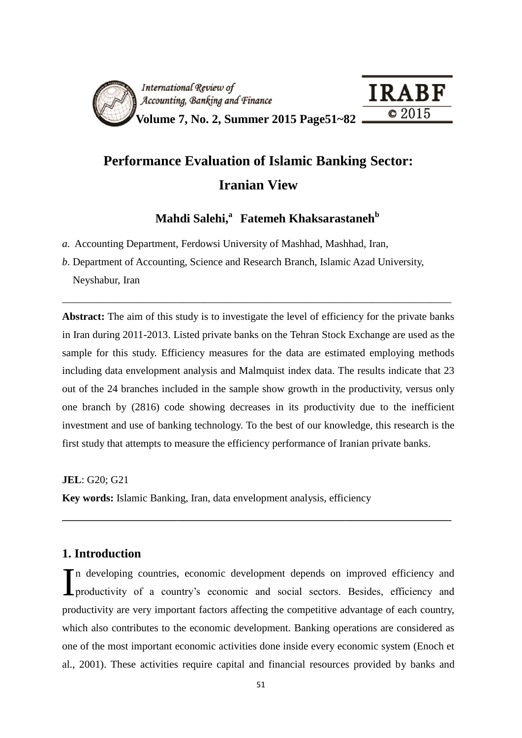# Performance Evaluation of Islamic Banking Sector: Iranian View

**Mahdi Salehi,[a] Fatemeh Khaksarastaneh[b]**

*a.* Accounting Department, Ferdowsi University of Mashhad, Mashhad, Iran,

*b*. Department of Accounting, Science and Research Branch, Islamic Azad University, Neyshabur, Iran

---

**Abstract:** The aim of this study is to investigate the level of efficiency for the private banks in Iran during 2011-2013. Listed private banks on the Tehran Stock Exchange are used as the sample for this study. Efficiency measures for the data are estimated employing methods including data envelopment analysis and Malmquist index data. The results indicate that 23 out of the 24 branches included in the sample show growth in the productivity, versus only one branch by (2816) code showing decreases in its productivity due to the inefficient investment and use of banking technology. To the best of our knowledge, this research is the first study that attempts to measure the efficiency performance of Iranian private banks.

**JEL**: G20; G21

**Key words:** Islamic Banking, Iran, data envelopment analysis, efficiency

---

## 1. Introduction

In developing countries, economic development depends on improved efficiency and productivity of a country's economic and social sectors. Besides, efficiency and productivity are very important factors affecting the competitive advantage of each country, which also contributes to the economic development. Banking operations are considered as one of the most important economic activities done inside every economic system (Enoch et al., 2001). These activities require capital and financial resources provided by banks and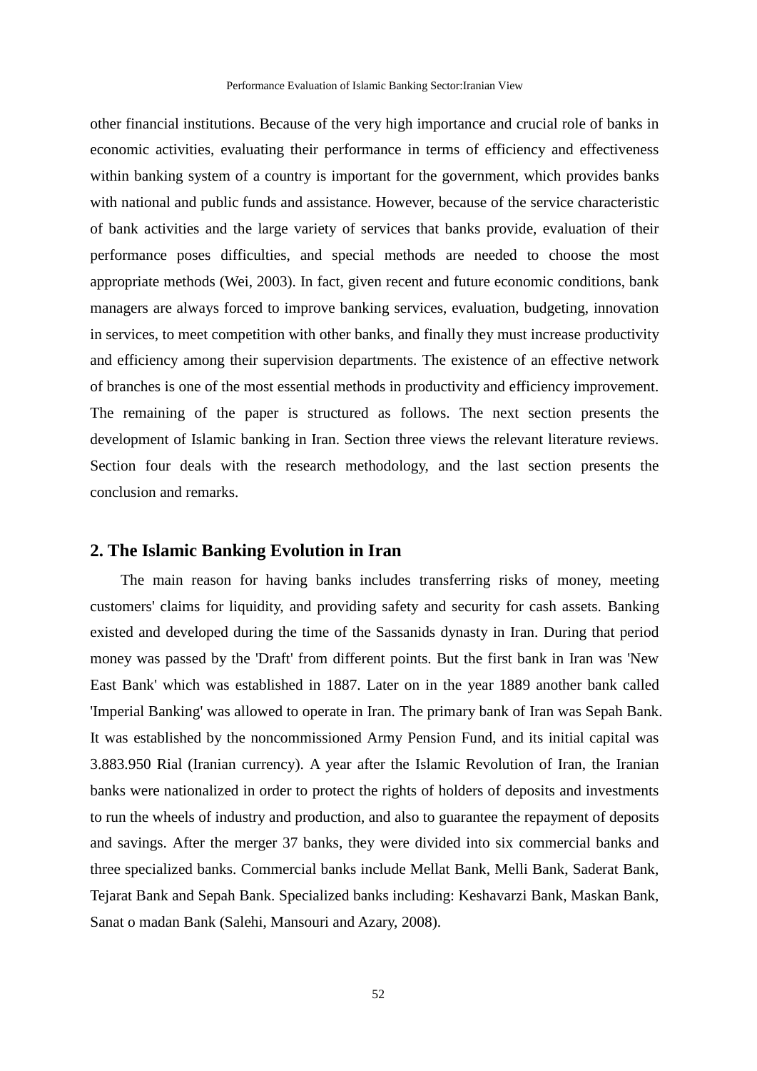other financial institutions. Because of the very high importance and crucial role of banks in economic activities, evaluating their performance in terms of efficiency and effectiveness within banking system of a country is important for the government, which provides banks with national and public funds and assistance. However, because of the service characteristic of bank activities and the large variety of services that banks provide, evaluation of their performance poses difficulties, and special methods are needed to choose the most appropriate methods (Wei, 2003). In fact, given recent and future economic conditions, bank managers are always forced to improve banking services, evaluation, budgeting, innovation in services, to meet competition with other banks, and finally they must increase productivity and efficiency among their supervision departments. The existence of an effective network of branches is one of the most essential methods in productivity and efficiency improvement. The remaining of the paper is structured as follows. The next section presents the development of Islamic banking in Iran. Section three views the relevant literature reviews. Section four deals with the research methodology, and the last section presents the conclusion and remarks.

## 2. The Islamic Banking Evolution in Iran

The main reason for having banks includes transferring risks of money, meeting customers' claims for liquidity, and providing safety and security for cash assets. Banking existed and developed during the time of the Sassanids dynasty in Iran. During that period money was passed by the 'Draft' from different points. But the first bank in Iran was 'New East Bank' which was established in 1887. Later on in the year 1889 another bank called 'Imperial Banking' was allowed to operate in Iran. The primary bank of Iran was Sepah Bank. It was established by the noncommissioned Army Pension Fund, and its initial capital was 3.883.950 Rial (Iranian currency). A year after the Islamic Revolution of Iran, the Iranian banks were nationalized in order to protect the rights of holders of deposits and investments to run the wheels of industry and production, and also to guarantee the repayment of deposits and savings. After the merger 37 banks, they were divided into six commercial banks and three specialized banks. Commercial banks include Mellat Bank, Melli Bank, Saderat Bank, Tejarat Bank and Sepah Bank. Specialized banks including: Keshavarzi Bank, Maskan Bank, Sanat o madan Bank (Salehi, Mansouri and Azary, 2008).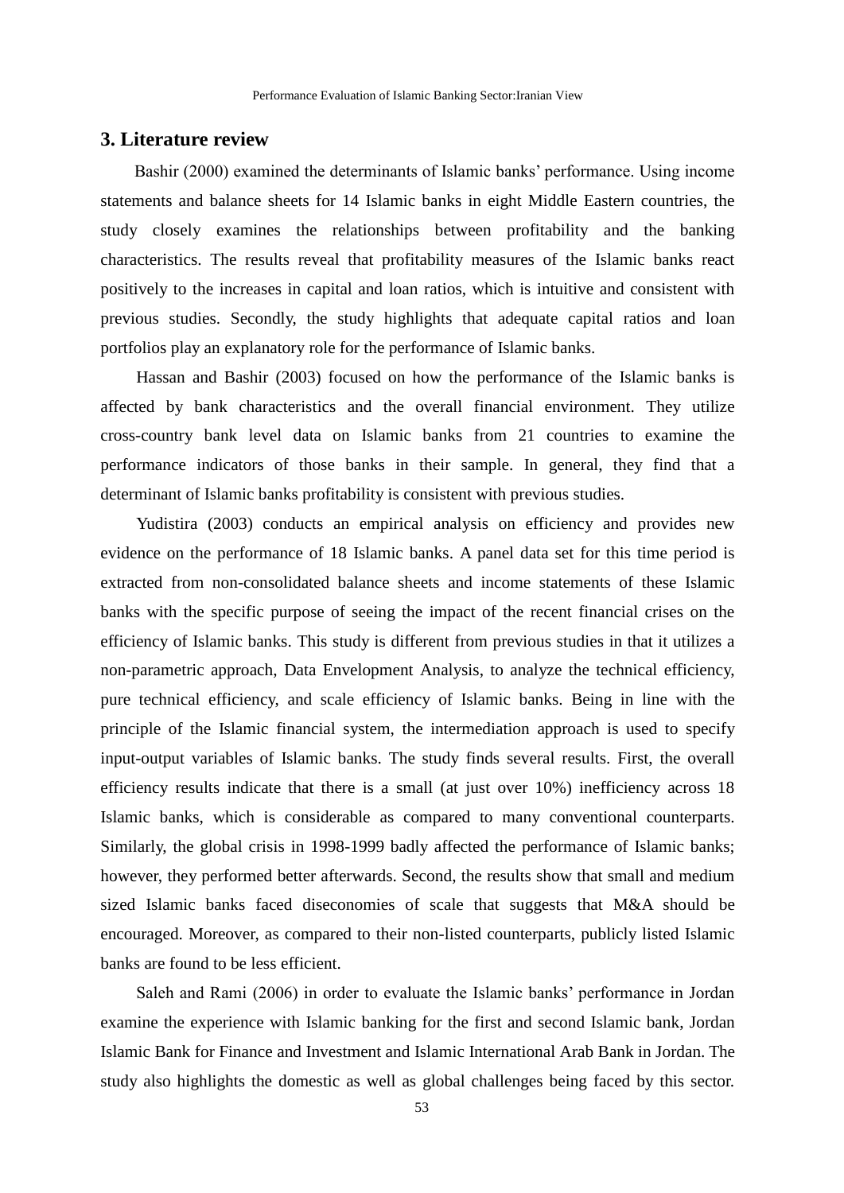## 3. Literature review

Bashir (2000) examined the determinants of Islamic banks' performance. Using income statements and balance sheets for 14 Islamic banks in eight Middle Eastern countries, the study closely examines the relationships between profitability and the banking characteristics. The results reveal that profitability measures of the Islamic banks react positively to the increases in capital and loan ratios, which is intuitive and consistent with previous studies. Secondly, the study highlights that adequate capital ratios and loan portfolios play an explanatory role for the performance of Islamic banks.

Hassan and Bashir (2003) focused on how the performance of the Islamic banks is affected by bank characteristics and the overall financial environment. They utilize cross-country bank level data on Islamic banks from 21 countries to examine the performance indicators of those banks in their sample. In general, they find that a determinant of Islamic banks profitability is consistent with previous studies.

Yudistira (2003) conducts an empirical analysis on efficiency and provides new evidence on the performance of 18 Islamic banks. A panel data set for this time period is extracted from non-consolidated balance sheets and income statements of these Islamic banks with the specific purpose of seeing the impact of the recent financial crises on the efficiency of Islamic banks. This study is different from previous studies in that it utilizes a non-parametric approach, Data Envelopment Analysis, to analyze the technical efficiency, pure technical efficiency, and scale efficiency of Islamic banks. Being in line with the principle of the Islamic financial system, the intermediation approach is used to specify input-output variables of Islamic banks. The study finds several results. First, the overall efficiency results indicate that there is a small (at just over 10%) inefficiency across 18 Islamic banks, which is considerable as compared to many conventional counterparts. Similarly, the global crisis in 1998-1999 badly affected the performance of Islamic banks; however, they performed better afterwards. Second, the results show that small and medium sized Islamic banks faced diseconomies of scale that suggests that M&A should be encouraged. Moreover, as compared to their non-listed counterparts, publicly listed Islamic banks are found to be less efficient.

Saleh and Rami (2006) in order to evaluate the Islamic banks' performance in Jordan examine the experience with Islamic banking for the first and second Islamic bank, Jordan Islamic Bank for Finance and Investment and Islamic International Arab Bank in Jordan. The study also highlights the domestic as well as global challenges being faced by this sector.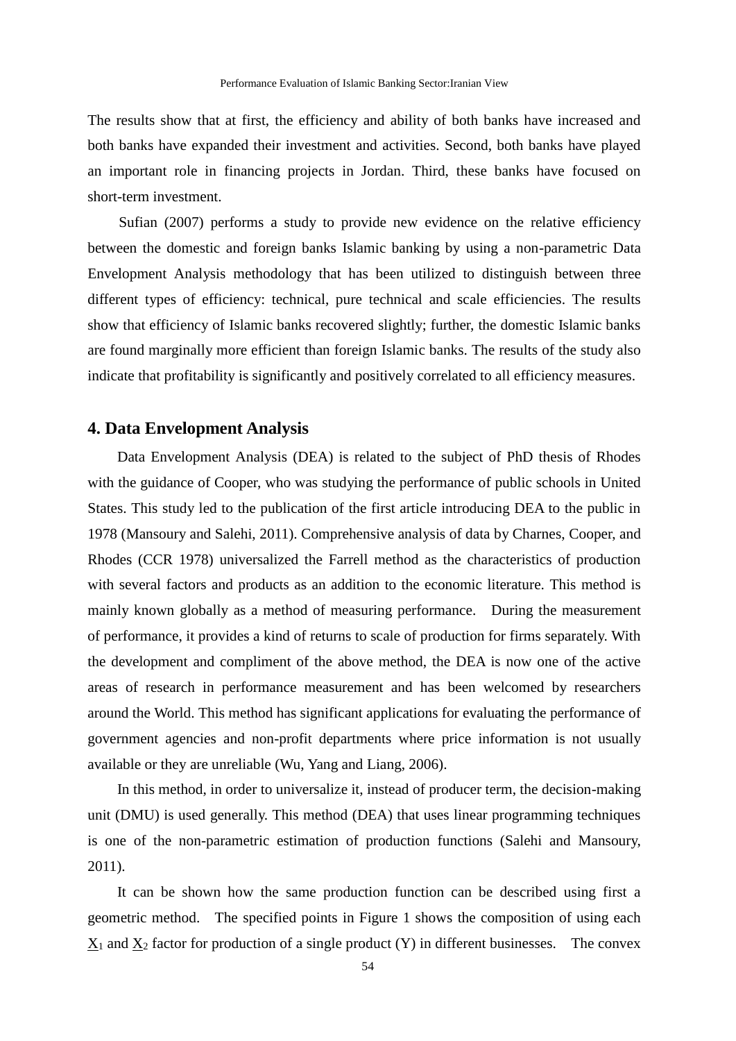The results show that at first, the efficiency and ability of both banks have increased and both banks have expanded their investment and activities. Second, both banks have played an important role in financing projects in Jordan. Third, these banks have focused on short-term investment.

Sufian (2007) performs a study to provide new evidence on the relative efficiency between the domestic and foreign banks Islamic banking by using a non-parametric Data Envelopment Analysis methodology that has been utilized to distinguish between three different types of efficiency: technical, pure technical and scale efficiencies. The results show that efficiency of Islamic banks recovered slightly; further, the domestic Islamic banks are found marginally more efficient than foreign Islamic banks. The results of the study also indicate that profitability is significantly and positively correlated to all efficiency measures.

## 4. Data Envelopment Analysis

Data Envelopment Analysis (DEA) is related to the subject of PhD thesis of Rhodes with the guidance of Cooper, who was studying the performance of public schools in United States. This study led to the publication of the first article introducing DEA to the public in 1978 (Mansoury and Salehi, 2011). Comprehensive analysis of data by Charnes, Cooper, and Rhodes (CCR 1978) universalized the Farrell method as the characteristics of production with several factors and products as an addition to the economic literature. This method is mainly known globally as a method of measuring performance. During the measurement of performance, it provides a kind of returns to scale of production for firms separately. With the development and compliment of the above method, the DEA is now one of the active areas of research in performance measurement and has been welcomed by researchers around the World. This method has significant applications for evaluating the performance of government agencies and non-profit departments where price information is not usually available or they are unreliable (Wu, Yang and Liang, 2006).

In this method, in order to universalize it, instead of producer term, the decision-making unit (DMU) is used generally. This method (DEA) that uses linear programming techniques is one of the non-parametric estimation of production functions (Salehi and Mansoury, 2011).

It can be shown how the same production function can be described using first a geometric method. The specified points in Figure 1 shows the composition of using each $\underline{X}_1$ and $\underline{X}_2$ factor for production of a single product (Y) in different businesses. The convex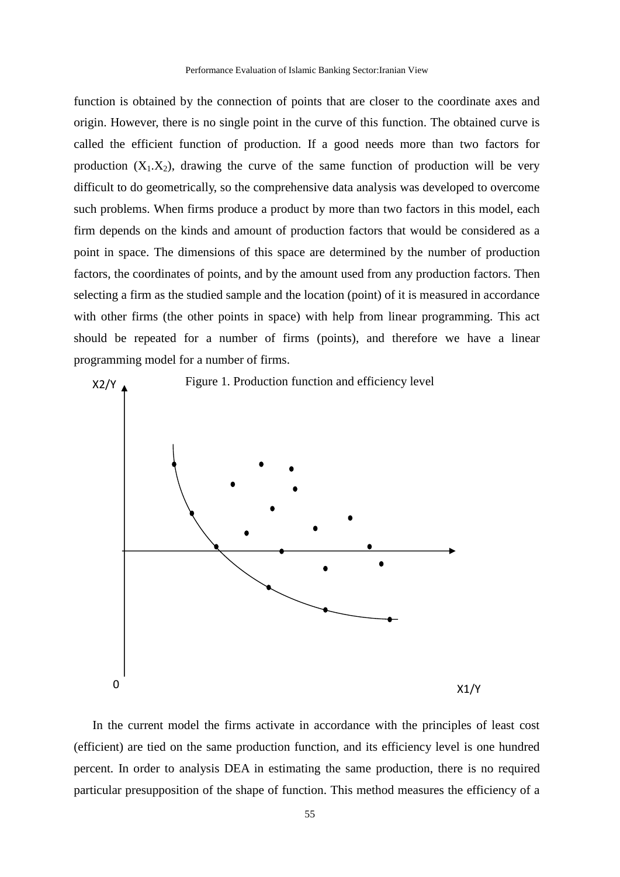function is obtained by the connection of points that are closer to the coordinate axes and origin. However, there is no single point in the curve of this function. The obtained curve is called the efficient function of production. If a good needs more than two factors for production ($X_1.X_2$), drawing the curve of the same function of production will be very difficult to do geometrically, so the comprehensive data analysis was developed to overcome such problems. When firms produce a product by more than two factors in this model, each firm depends on the kinds and amount of production factors that would be considered as a point in space. The dimensions of this space are determined by the number of production factors, the coordinates of points, and by the amount used from any production factors. Then selecting a firm as the studied sample and the location (point) of it is measured in accordance with other firms (the other points in space) with help from linear programming. This act should be repeated for a number of firms (points), and therefore we have a linear programming model for a number of firms.

Figure 1. Production function and efficiency level

In the current model the firms activate in accordance with the principles of least cost (efficient) are tied on the same production function, and its efficiency level is one hundred percent. In order to analysis DEA in estimating the same production, there is no required particular presupposition of the shape of function. This method measures the efficiency of a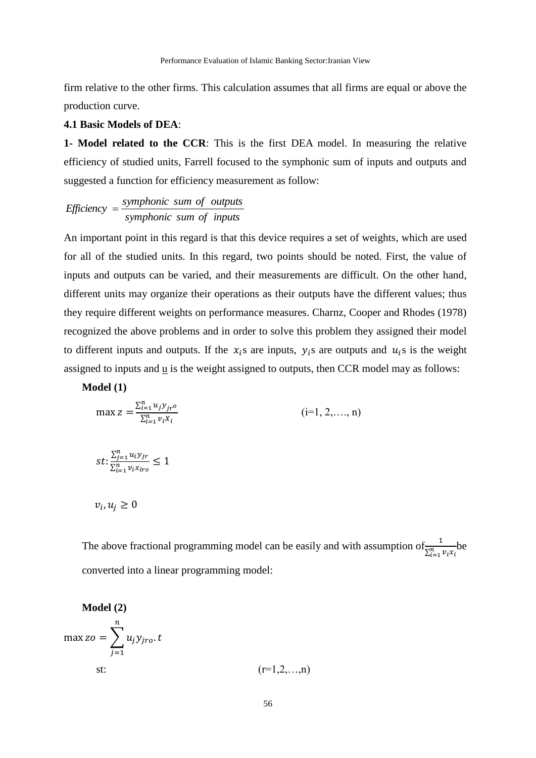firm relative to the other firms. This calculation assumes that all firms are equal or above the production curve.

**4.1 Basic Models of DEA**:

**1- Model related to the CCR**: This is the first DEA model. In measuring the relative efficiency of studied units, Farrell focused to the symphonic sum of inputs and outputs and suggested a function for efficiency measurement as follow:

$$Efficiency = \frac{symphonic\ sum\ of\ outputs}{symphonic\ sum\ of\ inputs}$$

An important point in this regard is that this device requires a set of weights, which are used for all of the studied units. In this regard, two points should be noted. First, the value of inputs and outputs can be varied, and their measurements are difficult. On the other hand, different units may organize their operations as their outputs have the different values; thus they require different weights on performance measures. Charnz, Cooper and Rhodes (1978) recognized the above problems and in order to solve this problem they assigned their model to different inputs and outputs. If the $x_i$s are inputs, $y_i$s are outputs and $u_i$s is the weight assigned to inputs and u is the weight assigned to outputs, then CCR model may as follows:

**Model (1)**

$$\max z = \frac{\sum_{i=1}^{n} u_j y_{jr^o}}{\sum_{i=1}^{n} v_i X_i} \qquad (i=1, 2,\ldots., n)$$

$$st{:}\frac{\sum_{j=1}^{n} u_i y_{jr}}{\sum_{i=1}^{n} v_i x_{iro}} \leq 1$$

$$v_i, u_j \geq 0$$

The above fractional programming model can be easily and with assumption of $\frac{1}{\sum_{i=1}^{n} v_i x_i}$ be converted into a linear programming model:

**Model (2)**

$$\max zo = \sum_{j=1}^{n} u_j y_{jro}.t$$

st: (r=1,2,…,n)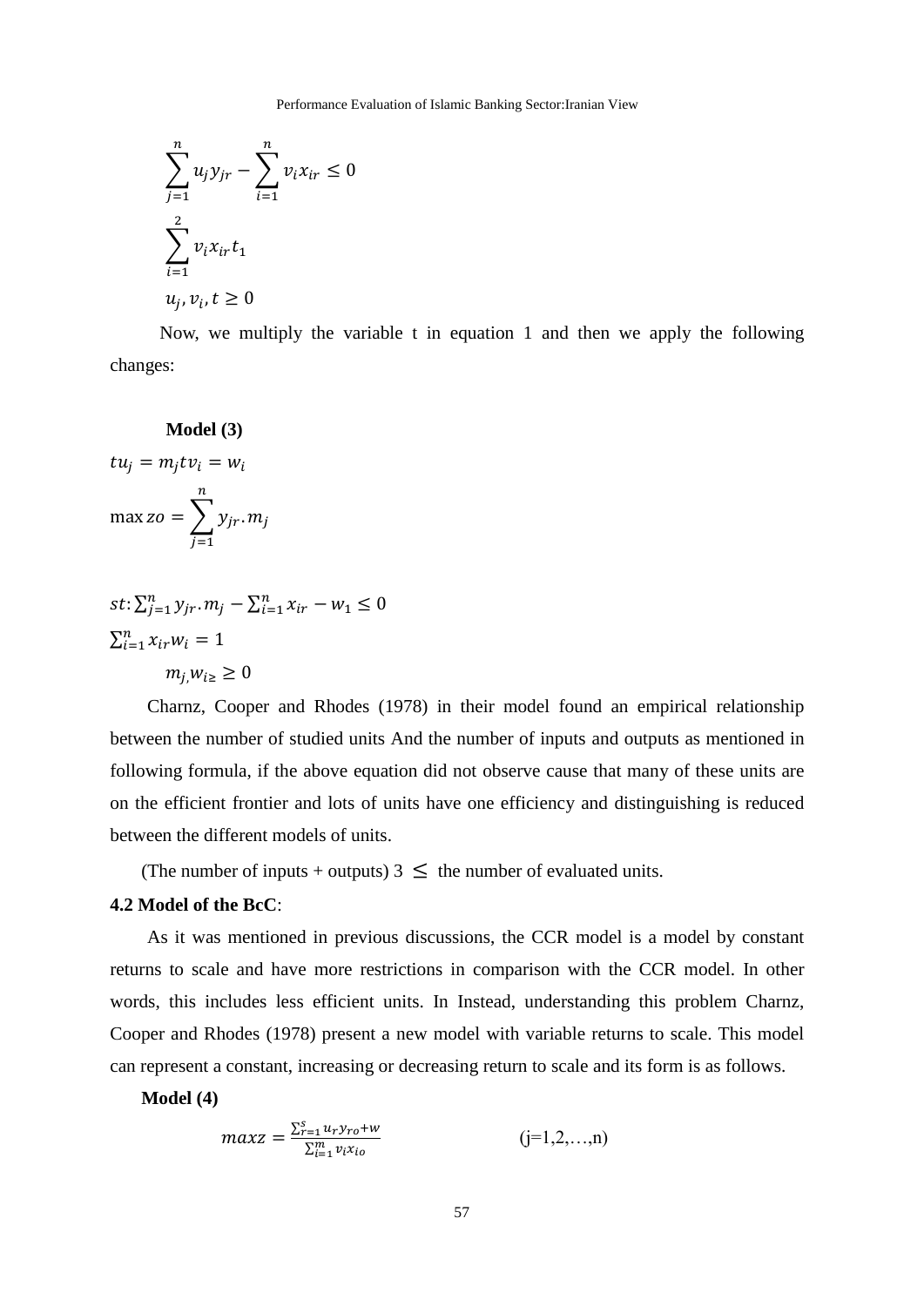$$\sum_{j=1}^{n} u_j y_{jr} - \sum_{i=1}^{n} v_i x_{ir} \leq 0$$

$$\sum_{i=1}^{2} v_i x_{ir} t_1$$

$$u_j, v_i, t \geq 0$$

Now, we multiply the variable t in equation 1 and then we apply the following changes:

**Model (3)**

$$tu_j = m_j t v_i = w_i$$

$$\max zo = \sum_{j=1}^{n} y_{jr} . m_j$$

$st$: $\sum_{j=1}^{n} y_{jr} . m_j - \sum_{i=1}^{n} x_{ir} - w_1 \leq 0$

$\sum_{i=1}^{n} x_{ir} w_i = 1$

$m_{j,} w_{i\geq} \geq 0$

Charnz, Cooper and Rhodes (1978) in their model found an empirical relationship between the number of studied units And the number of inputs and outputs as mentioned in following formula, if the above equation did not observe cause that many of these units are on the efficient frontier and lots of units have one efficiency and distinguishing is reduced between the different models of units.

(The number of inputs + outputs) 3 $\leq$ the number of evaluated units.

**4.2 Model of the BcC**:

As it was mentioned in previous discussions, the CCR model is a model by constant returns to scale and have more restrictions in comparison with the CCR model. In other words, this includes less efficient units. In Instead, understanding this problem Charnz, Cooper and Rhodes (1978) present a new model with variable returns to scale. This model can represent a constant, increasing or decreasing return to scale and its form is as follows.

**Model (4)**

$$maxz = \frac{\sum_{r=1}^{s} u_r y_{ro} + w}{\sum_{i=1}^{m} v_i x_{io}} \qquad (j=1,2,\ldots,n)$$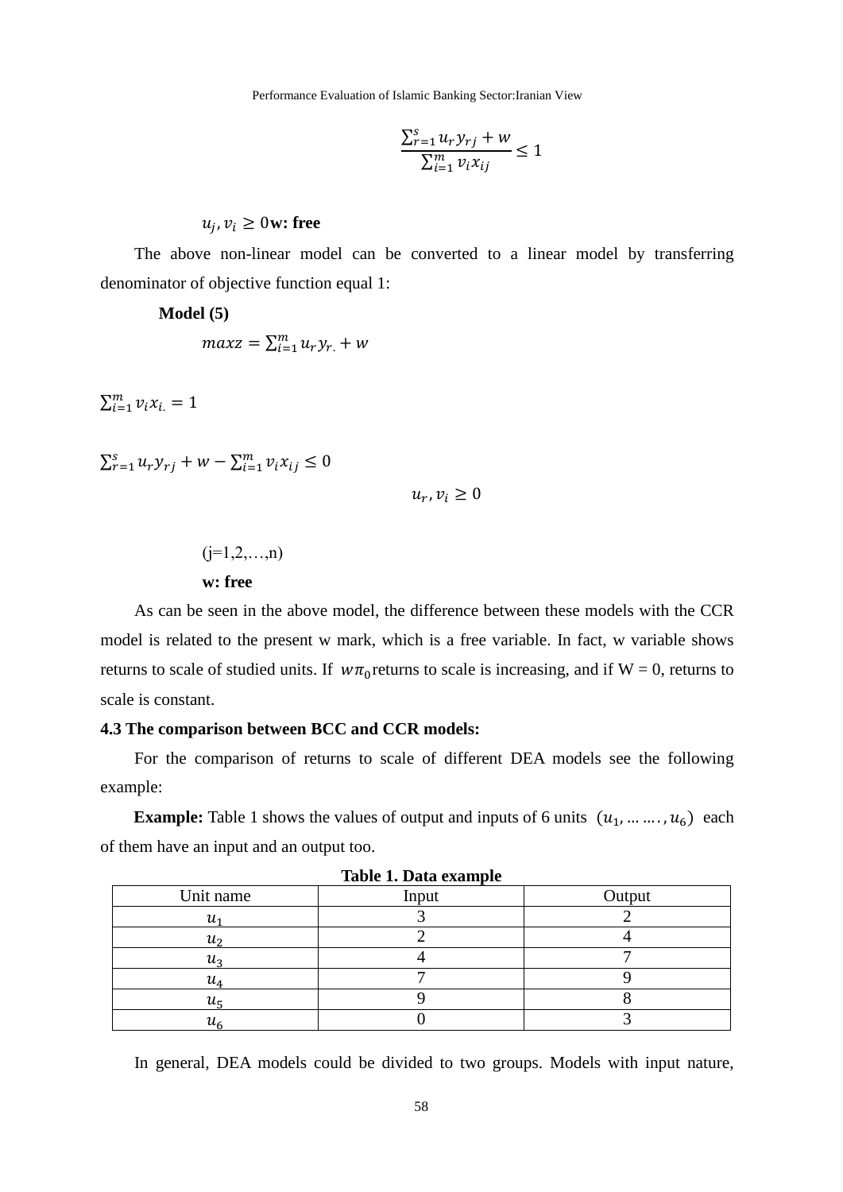$$\frac{\sum_{r=1}^{s} u_r y_{rj} + w}{\sum_{i=1}^{m} v_i x_{ij}} \leq 1$$

$u_j, v_i \geq 0$**w: free**

The above non-linear model can be converted to a linear model by transferring denominator of objective function equal 1:

**Model (5)**

$$maxz = \sum_{i=1}^{m} u_r y_{r.} + w$$

$$\sum_{i=1}^{m} v_i x_{i.} = 1$$

$$\sum_{r=1}^{s} u_r y_{rj} + w - \sum_{i=1}^{m} v_i x_{ij} \leq 0$$

$$u_r, v_i \geq 0$$

(j=1,2,…,n)

**w: free**

As can be seen in the above model, the difference between these models with the CCR model is related to the present w mark, which is a free variable. In fact, w variable shows returns to scale of studied units. If $w\pi_0$returns to scale is increasing, and if W = 0, returns to scale is constant.

### 4.3 The comparison between BCC and CCR models:

For the comparison of returns to scale of different DEA models see the following example:

**Example:** Table 1 shows the values of output and inputs of 6 units $(u_1, \ldots\ldots, u_6)$ each of them have an input and an output too.

**Table 1. Data example**

| Unit name | Input | Output |
|---|---|---|
| $u_1$ | 3 | 2 |
| $u_2$ | 2 | 4 |
| $u_3$ | 4 | 7 |
| $u_4$ | 7 | 9 |
| $u_5$ | 9 | 8 |
| $u_6$ | 0 | 3 |

In general, DEA models could be divided to two groups. Models with input nature,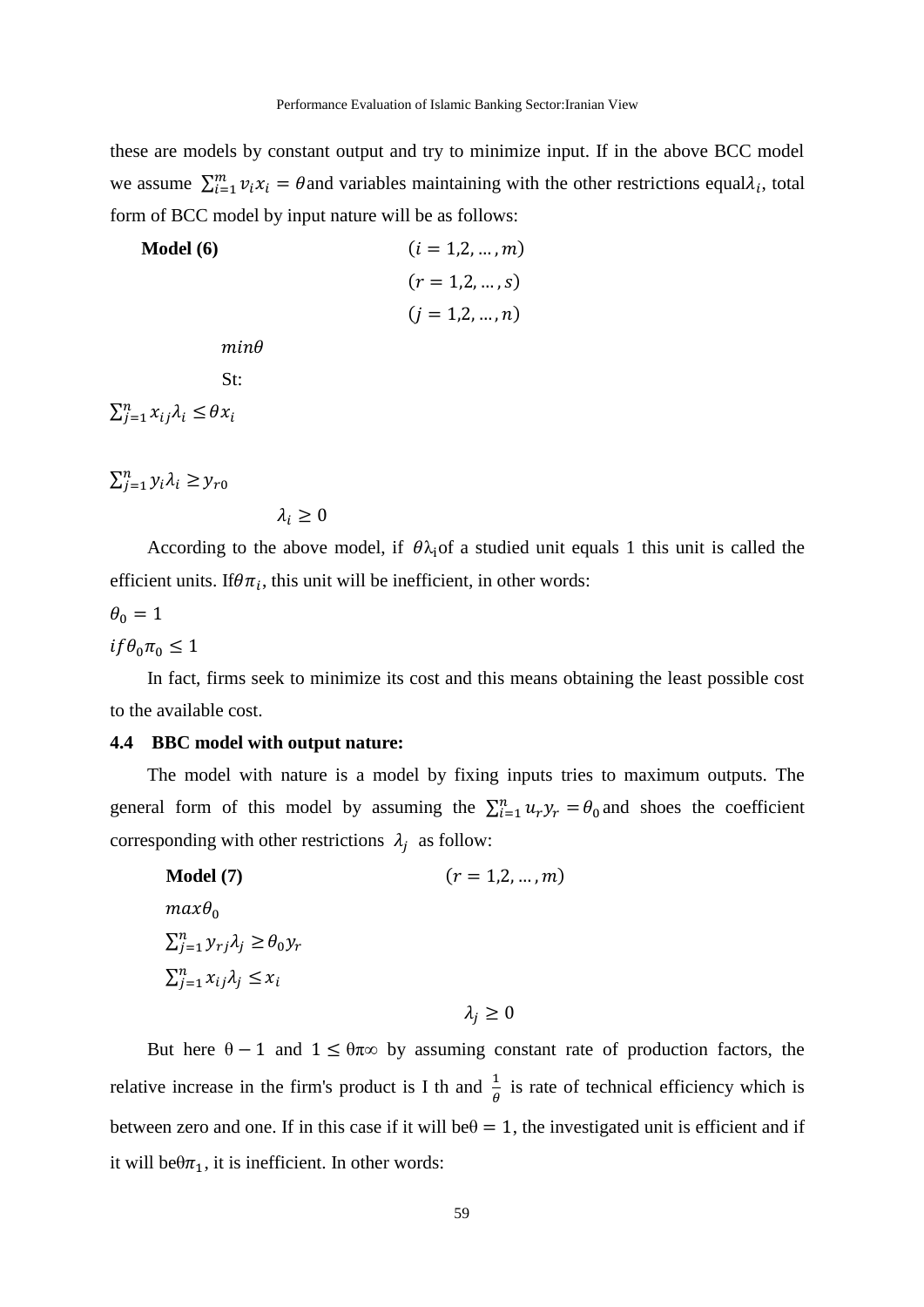these are models by constant output and try to minimize input. If in the above BCC model we assume $\sum_{i=1}^{m} v_i x_i = \theta$ and variables maintaining with the other restrictions equal $\lambda_i$, total form of BCC model by input nature will be as follows:

**Model (6)** $(i = 1,2,\ldots,m)$
$(r = 1,2,\ldots,s)$
$(j = 1,2,\ldots,n)$

$min\theta$

St:

$\sum_{j=1}^{n} x_{ij}\lambda_i \leq \theta x_i$

$\sum_{j=1}^{n} y_i \lambda_i \geq y_{r0}$

$\lambda_i \geq 0$

According to the above model, if $\theta\lambda_i$ of a studied unit equals 1 this unit is called the efficient units. If $\theta\pi_i$, this unit will be inefficient, in other words:

$\theta_0 = 1$

$if \theta_0 \pi_0 \leq 1$

In fact, firms seek to minimize its cost and this means obtaining the least possible cost to the available cost.

### 4.4 BBC model with output nature:

The model with nature is a model by fixing inputs tries to maximum outputs. The general form of this model by assuming the $\sum_{i=1}^{n} u_r y_r = \theta_0$ and shoes the coefficient corresponding with other restrictions $\lambda_j$ as follow:

**Model (7)** $(r = 1,2,\ldots,m)$

$max\theta_0$

$\sum_{j=1}^{n} y_{rj}\lambda_j \geq \theta_0 y_r$

$\sum_{j=1}^{n} x_{ij}\lambda_j \leq x_i$

$\lambda_j \geq 0$

But here $\theta - 1$ and $1 \leq \theta\pi\infty$ by assuming constant rate of production factors, the relative increase in the firm's product is I th and $\frac{1}{\theta}$ is rate of technical efficiency which is between zero and one. If in this case if it will be $\theta = 1$, the investigated unit is efficient and if it will be $\theta\pi_1$, it is inefficient. In other words: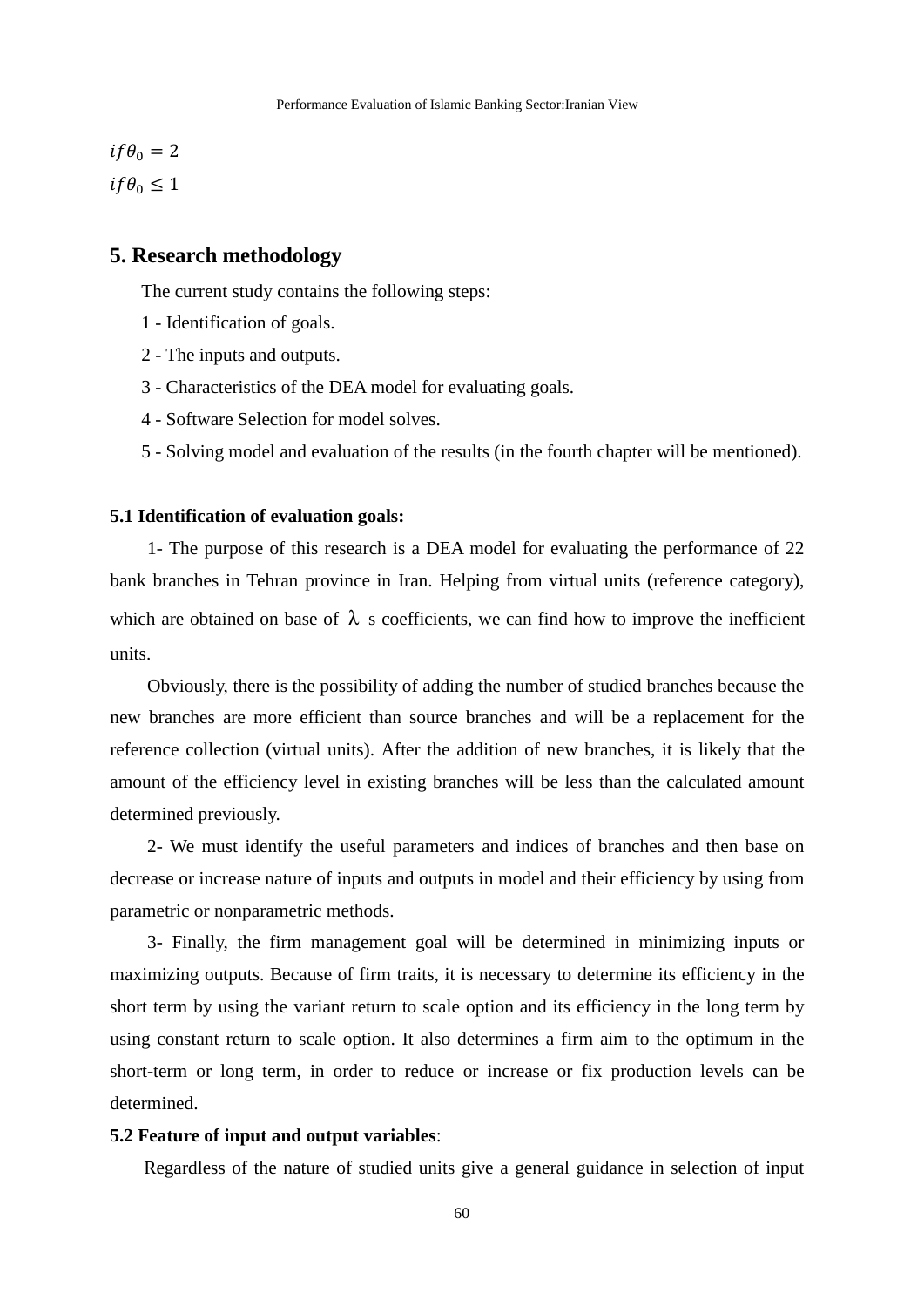$if\theta_0 = 2$

$if\theta_0 \leq 1$

## 5. Research methodology

The current study contains the following steps:

1 - Identification of goals.

2 - The inputs and outputs.

3 - Characteristics of the DEA model for evaluating goals.

4 - Software Selection for model solves.

5 - Solving model and evaluation of the results (in the fourth chapter will be mentioned).

### 5.1 Identification of evaluation goals:

1- The purpose of this research is a DEA model for evaluating the performance of 22 bank branches in Tehran province in Iran. Helping from virtual units (reference category), which are obtained on base of $\lambda$ s coefficients, we can find how to improve the inefficient units.

Obviously, there is the possibility of adding the number of studied branches because the new branches are more efficient than source branches and will be a replacement for the reference collection (virtual units). After the addition of new branches, it is likely that the amount of the efficiency level in existing branches will be less than the calculated amount determined previously.

2- We must identify the useful parameters and indices of branches and then base on decrease or increase nature of inputs and outputs in model and their efficiency by using from parametric or nonparametric methods.

3- Finally, the firm management goal will be determined in minimizing inputs or maximizing outputs. Because of firm traits, it is necessary to determine its efficiency in the short term by using the variant return to scale option and its efficiency in the long term by using constant return to scale option. It also determines a firm aim to the optimum in the short-term or long term, in order to reduce or increase or fix production levels can be determined.

### 5.2 Feature of input and output variables:

Regardless of the nature of studied units give a general guidance in selection of input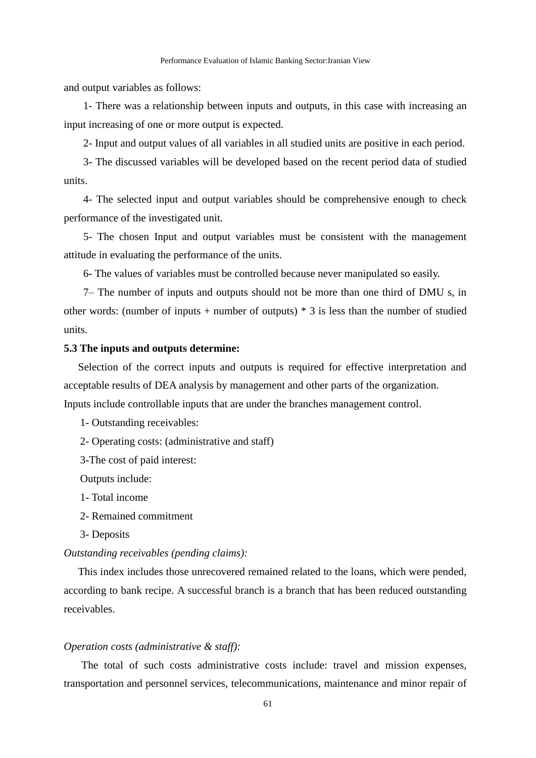and output variables as follows:

1- There was a relationship between inputs and outputs, in this case with increasing an input increasing of one or more output is expected.

2- Input and output values of all variables in all studied units are positive in each period.

3- The discussed variables will be developed based on the recent period data of studied units.

4- The selected input and output variables should be comprehensive enough to check performance of the investigated unit.

5- The chosen Input and output variables must be consistent with the management attitude in evaluating the performance of the units.

6- The values of variables must be controlled because never manipulated so easily.

7– The number of inputs and outputs should not be more than one third of DMU s, in other words: (number of inputs + number of outputs) * 3 is less than the number of studied units.

**5.3 The inputs and outputs determine:**

Selection of the correct inputs and outputs is required for effective interpretation and acceptable results of DEA analysis by management and other parts of the organization.

Inputs include controllable inputs that are under the branches management control.

1- Outstanding receivables:

2- Operating costs: (administrative and staff)

3-The cost of paid interest:

Outputs include:

1- Total income

2- Remained commitment

3- Deposits

*Outstanding receivables (pending claims):*

This index includes those unrecovered remained related to the loans, which were pended, according to bank recipe. A successful branch is a branch that has been reduced outstanding receivables.

*Operation costs (administrative & staff):*

The total of such costs administrative costs include: travel and mission expenses, transportation and personnel services, telecommunications, maintenance and minor repair of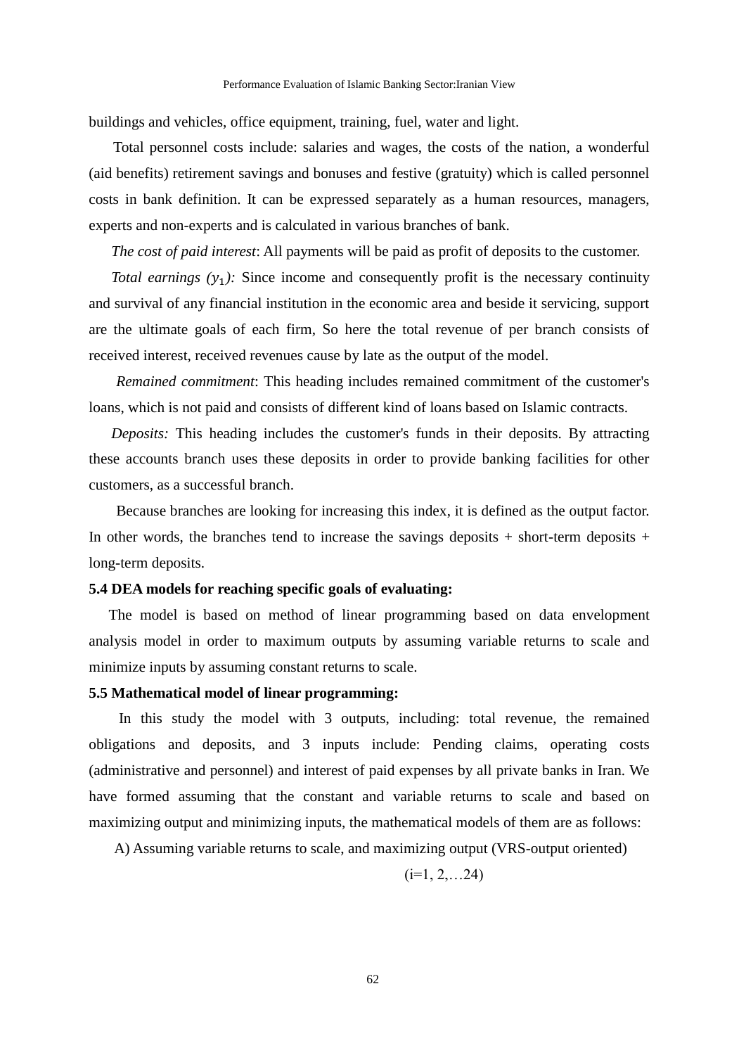buildings and vehicles, office equipment, training, fuel, water and light.

Total personnel costs include: salaries and wages, the costs of the nation, a wonderful (aid benefits) retirement savings and bonuses and festive (gratuity) which is called personnel costs in bank definition. It can be expressed separately as a human resources, managers, experts and non-experts and is calculated in various branches of bank.

*The cost of paid interest*: All payments will be paid as profit of deposits to the customer.

*Total earnings ($y_1$):* Since income and consequently profit is the necessary continuity and survival of any financial institution in the economic area and beside it servicing, support are the ultimate goals of each firm, So here the total revenue of per branch consists of received interest, received revenues cause by late as the output of the model.

*Remained commitment*: This heading includes remained commitment of the customer's loans, which is not paid and consists of different kind of loans based on Islamic contracts.

*Deposits:* This heading includes the customer's funds in their deposits. By attracting these accounts branch uses these deposits in order to provide banking facilities for other customers, as a successful branch.

Because branches are looking for increasing this index, it is defined as the output factor. In other words, the branches tend to increase the savings deposits + short-term deposits + long-term deposits.

**5.4 DEA models for reaching specific goals of evaluating:**

The model is based on method of linear programming based on data envelopment analysis model in order to maximum outputs by assuming variable returns to scale and minimize inputs by assuming constant returns to scale.

**5.5 Mathematical model of linear programming:**

In this study the model with 3 outputs, including: total revenue, the remained obligations and deposits, and 3 inputs include: Pending claims, operating costs (administrative and personnel) and interest of paid expenses by all private banks in Iran. We have formed assuming that the constant and variable returns to scale and based on maximizing output and minimizing inputs, the mathematical models of them are as follows:

A) Assuming variable returns to scale, and maximizing output (VRS-output oriented)

(i=1, 2,…24)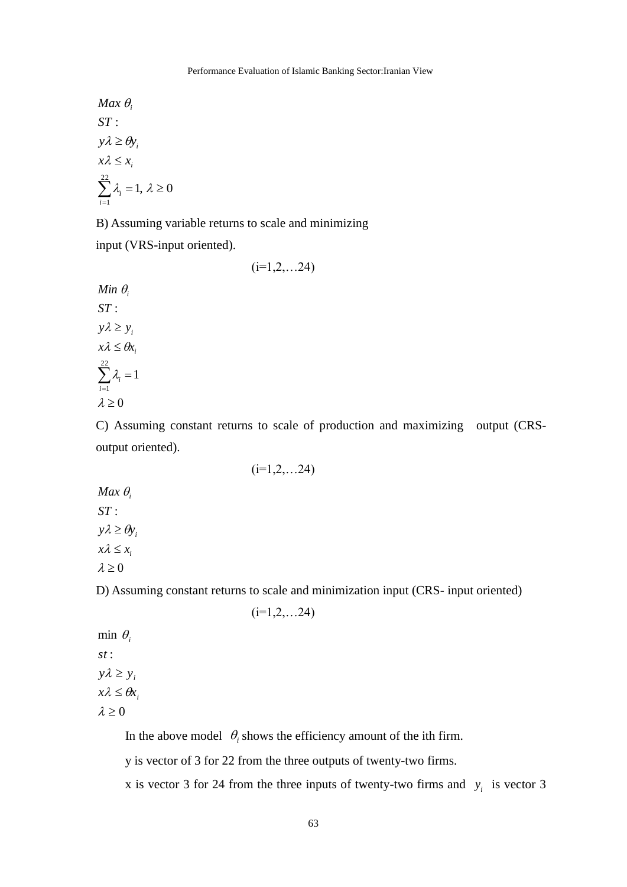$$
\begin{aligned}
& Max\ \theta_i \\
& ST: \\
& y\lambda \geq \theta y_i \\
& x\lambda \leq x_i \\
& \sum_{i=1}^{22} \lambda_i = 1,\ \lambda \geq 0
\end{aligned}
$$

B) Assuming variable returns to scale and minimizing input (VRS-input oriented).

(i=1,2,…24)

$$
\begin{aligned}
& Min\ \theta_i \\
& ST: \\
& y\lambda \geq y_i \\
& x\lambda \leq \theta x_i \\
& \sum_{i=1}^{22} \lambda_i = 1 \\
& \lambda \geq 0
\end{aligned}
$$

C) Assuming constant returns to scale of production and maximizing output (CRS-output oriented).

(i=1,2,…24)

$$
\begin{aligned}
& Max\ \theta_i \\
& ST: \\
& y\lambda \geq \theta y_i \\
& x\lambda \leq x_i \\
& \lambda \geq 0
\end{aligned}
$$

D) Assuming constant returns to scale and minimization input (CRS- input oriented)

(i=1,2,…24)

$$
\begin{aligned}
& \min\ \theta_i \\
& st: \\
& y\lambda \geq y_i \\
& x\lambda \leq \theta x_i \\
& \lambda \geq 0
\end{aligned}
$$

In the above model $\theta_i$ shows the efficiency amount of the ith firm.

y is vector of 3 for 22 from the three outputs of twenty-two firms.

x is vector 3 for 24 from the three inputs of twenty-two firms and $y_i$ is vector 3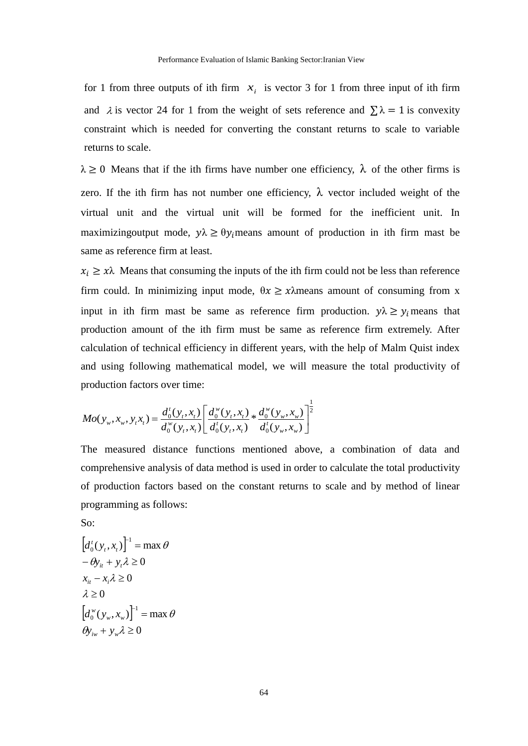for 1 from three outputs of ith firm $x_i$ is vector 3 for 1 from three input of ith firm and $\lambda$ is vector 24 for 1 from the weight of sets reference and $\sum\lambda = 1$ is convexity constraint which is needed for converting the constant returns to scale to variable returns to scale.

$\lambda \geq 0$ Means that if the ith firms have number one efficiency, $\lambda$ of the other firms is zero. If the ith firm has not number one efficiency, $\lambda$ vector included weight of the virtual unit and the virtual unit will be formed for the inefficient unit. In maximizingoutput mode, $y\lambda \geq \theta y_i$means amount of production in ith firm mast be same as reference firm at least.

$x_i \geq x\lambda$ Means that consuming the inputs of the ith firm could not be less than reference firm could. In minimizing input mode, $\theta x \geq x\lambda$means amount of consuming from x input in ith firm mast be same as reference firm production. $y\lambda \geq y_i$ means that production amount of the ith firm must be same as reference firm extremely. After calculation of technical efficiency in different years, with the help of Malm Quist index and using following mathematical model, we will measure the total productivity of production factors over time:

$$Mo(y_w, x_w, y_t x_t) = \frac{d_0^t(y_t, x_t)}{d_0^w(y_t, x_t)} \left[ \frac{d_0^w(y_t, x_t)}{d_0^t(y_t, x_t)} * \frac{d_0^w(y_w, x_w)}{d_0^t(y_w, x_w)} \right]^{\frac{1}{2}}$$

The measured distance functions mentioned above, a combination of data and comprehensive analysis of data method is used in order to calculate the total productivity of production factors based on the constant returns to scale and by method of linear programming as follows:

So:

$$\left[d_0^t(y_t, x_t)\right]^{-1} = \max \theta$$
$$-\theta y_{it} + y_t \lambda \geq 0$$
$$x_{it} - x_i \lambda \geq 0$$
$$\lambda \geq 0$$
$$\left[d_0^w(y_w, x_w)\right]^{-1} = \max \theta$$
$$\theta y_{iw} + y_w \lambda \geq 0$$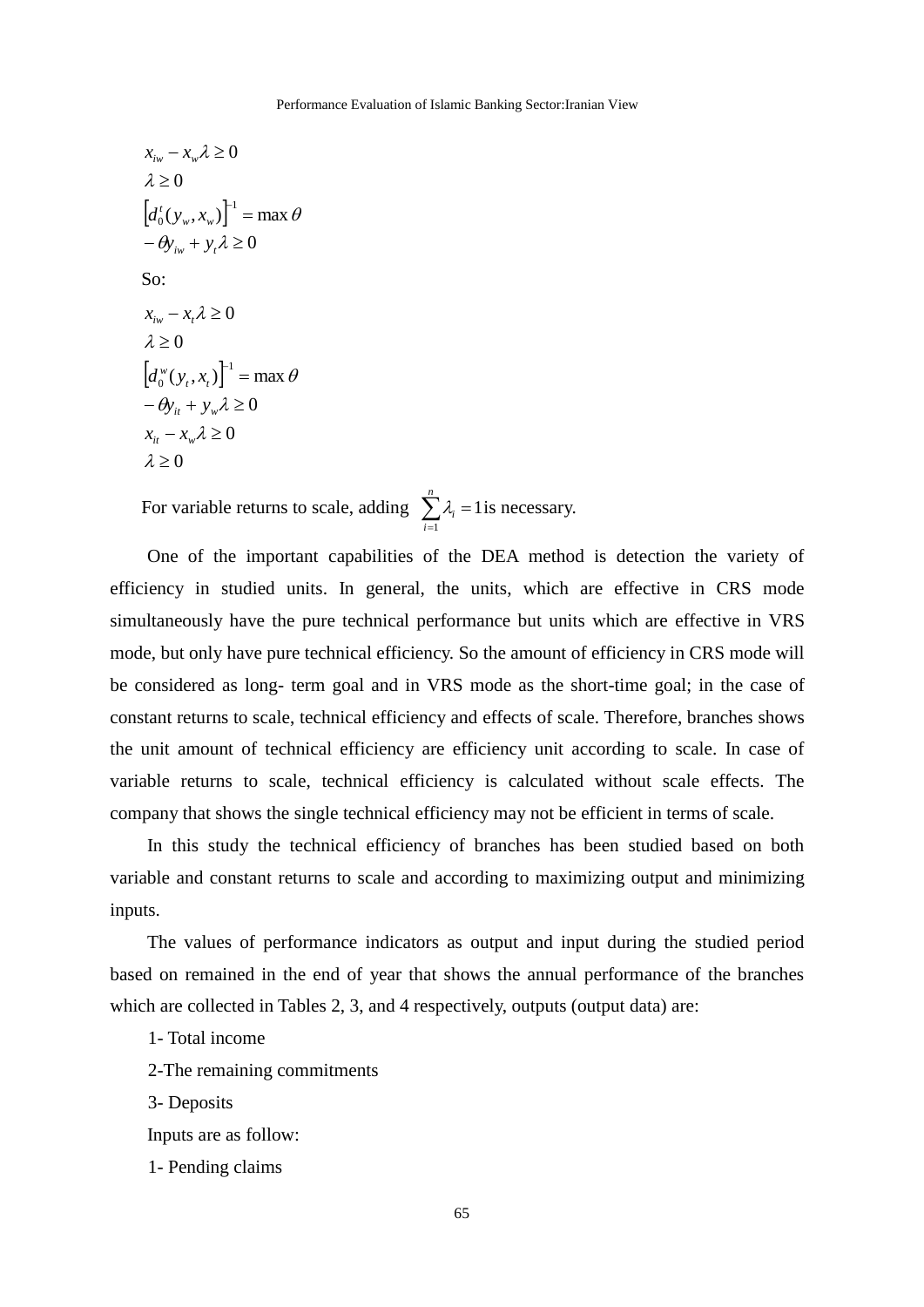$$x_{iw} - x_w\lambda \geq 0$$
$$\lambda \geq 0$$
$$\left[d_0^t(y_w, x_w)\right]^{-1} = \max\theta$$
$$-\theta y_{iw} + y_t\lambda \geq 0$$

So:

$$x_{iw} - x_t\lambda \geq 0$$
$$\lambda \geq 0$$
$$\left[d_0^w(y_t, x_t)\right]^{-1} = \max\theta$$
$$-\theta y_{it} + y_w\lambda \geq 0$$
$$x_{it} - x_w\lambda \geq 0$$
$$\lambda \geq 0$$

For variable returns to scale, adding $\sum_{i=1}^{n}\lambda_i = 1$ is necessary.

One of the important capabilities of the DEA method is detection the variety of efficiency in studied units. In general, the units, which are effective in CRS mode simultaneously have the pure technical performance but units which are effective in VRS mode, but only have pure technical efficiency. So the amount of efficiency in CRS mode will be considered as long- term goal and in VRS mode as the short-time goal; in the case of constant returns to scale, technical efficiency and effects of scale. Therefore, branches shows the unit amount of technical efficiency are efficiency unit according to scale. In case of variable returns to scale, technical efficiency is calculated without scale effects. The company that shows the single technical efficiency may not be efficient in terms of scale.

In this study the technical efficiency of branches has been studied based on both variable and constant returns to scale and according to maximizing output and minimizing inputs.

The values of performance indicators as output and input during the studied period based on remained in the end of year that shows the annual performance of the branches which are collected in Tables 2, 3, and 4 respectively, outputs (output data) are:

1- Total income

2-The remaining commitments

3- Deposits

Inputs are as follow:

1- Pending claims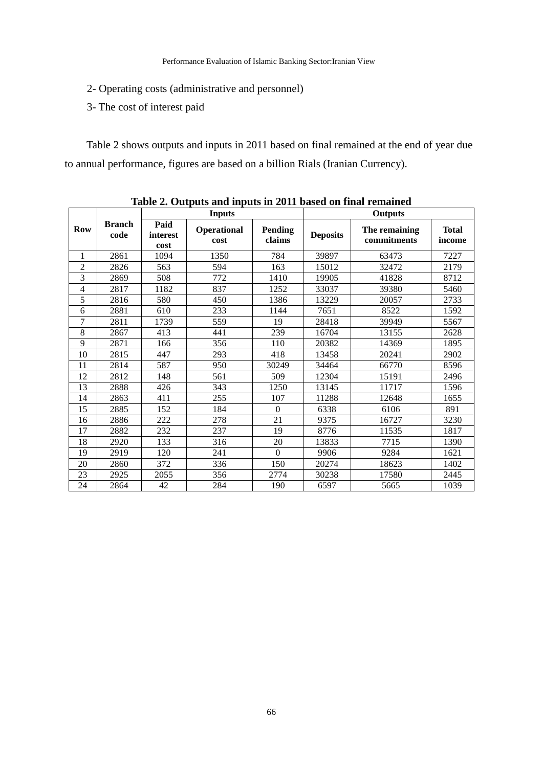2- Operating costs (administrative and personnel)

3- The cost of interest paid

Table 2 shows outputs and inputs in 2011 based on final remained at the end of year due to annual performance, figures are based on a billion Rials (Iranian Currency).

**Table 2. Outputs and inputs in 2011 based on final remained**

| Row | Branch code | Inputs | | | Outputs | | |
|---|---|---|---|---|---|---|---|
| | | Paid interest cost | Operational cost | Pending claims | Deposits | The remaining commitments | Total income |
| 1 | 2861 | 1094 | 1350 | 784 | 39897 | 63473 | 7227 |
| 2 | 2826 | 563 | 594 | 163 | 15012 | 32472 | 2179 |
| 3 | 2869 | 508 | 772 | 1410 | 19905 | 41828 | 8712 |
| 4 | 2817 | 1182 | 837 | 1252 | 33037 | 39380 | 5460 |
| 5 | 2816 | 580 | 450 | 1386 | 13229 | 20057 | 2733 |
| 6 | 2881 | 610 | 233 | 1144 | 7651 | 8522 | 1592 |
| 7 | 2811 | 1739 | 559 | 19 | 28418 | 39949 | 5567 |
| 8 | 2867 | 413 | 441 | 239 | 16704 | 13155 | 2628 |
| 9 | 2871 | 166 | 356 | 110 | 20382 | 14369 | 1895 |
| 10 | 2815 | 447 | 293 | 418 | 13458 | 20241 | 2902 |
| 11 | 2814 | 587 | 950 | 30249 | 34464 | 66770 | 8596 |
| 12 | 2812 | 148 | 561 | 509 | 12304 | 15191 | 2496 |
| 13 | 2888 | 426 | 343 | 1250 | 13145 | 11717 | 1596 |
| 14 | 2863 | 411 | 255 | 107 | 11288 | 12648 | 1655 |
| 15 | 2885 | 152 | 184 | 0 | 6338 | 6106 | 891 |
| 16 | 2886 | 222 | 278 | 21 | 9375 | 16727 | 3230 |
| 17 | 2882 | 232 | 237 | 19 | 8776 | 11535 | 1817 |
| 18 | 2920 | 133 | 316 | 20 | 13833 | 7715 | 1390 |
| 19 | 2919 | 120 | 241 | 0 | 9906 | 9284 | 1621 |
| 20 | 2860 | 372 | 336 | 150 | 20274 | 18623 | 1402 |
| 23 | 2925 | 2055 | 356 | 2774 | 30238 | 17580 | 2445 |
| 24 | 2864 | 42 | 284 | 190 | 6597 | 5665 | 1039 |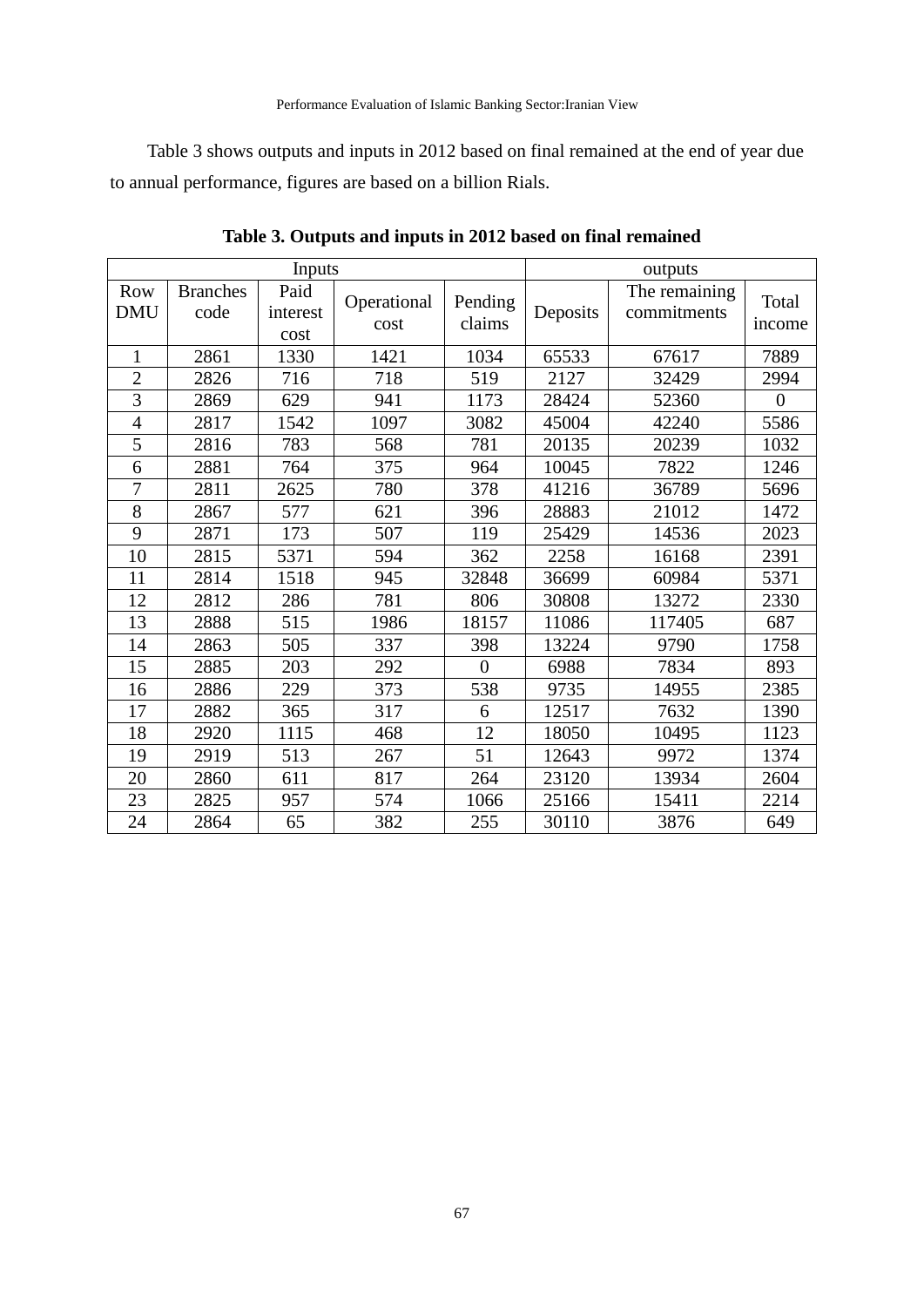Table 3 shows outputs and inputs in 2012 based on final remained at the end of year due to annual performance, figures are based on a billion Rials.

**Table 3. Outputs and inputs in 2012 based on final remained**

| Inputs | | | | | outputs | | |
|---|---|---|---|---|---|---|---|
| Row DMU | Branches code | Paid interest cost | Operational cost | Pending claims | Deposits | The remaining commitments | Total income |
| 1 | 2861 | 1330 | 1421 | 1034 | 65533 | 67617 | 7889 |
| 2 | 2826 | 716 | 718 | 519 | 2127 | 32429 | 2994 |
| 3 | 2869 | 629 | 941 | 1173 | 28424 | 52360 | 0 |
| 4 | 2817 | 1542 | 1097 | 3082 | 45004 | 42240 | 5586 |
| 5 | 2816 | 783 | 568 | 781 | 20135 | 20239 | 1032 |
| 6 | 2881 | 764 | 375 | 964 | 10045 | 7822 | 1246 |
| 7 | 2811 | 2625 | 780 | 378 | 41216 | 36789 | 5696 |
| 8 | 2867 | 577 | 621 | 396 | 28883 | 21012 | 1472 |
| 9 | 2871 | 173 | 507 | 119 | 25429 | 14536 | 2023 |
| 10 | 2815 | 5371 | 594 | 362 | 2258 | 16168 | 2391 |
| 11 | 2814 | 1518 | 945 | 32848 | 36699 | 60984 | 5371 |
| 12 | 2812 | 286 | 781 | 806 | 30808 | 13272 | 2330 |
| 13 | 2888 | 515 | 1986 | 18157 | 11086 | 117405 | 687 |
| 14 | 2863 | 505 | 337 | 398 | 13224 | 9790 | 1758 |
| 15 | 2885 | 203 | 292 | 0 | 6988 | 7834 | 893 |
| 16 | 2886 | 229 | 373 | 538 | 9735 | 14955 | 2385 |
| 17 | 2882 | 365 | 317 | 6 | 12517 | 7632 | 1390 |
| 18 | 2920 | 1115 | 468 | 12 | 18050 | 10495 | 1123 |
| 19 | 2919 | 513 | 267 | 51 | 12643 | 9972 | 1374 |
| 20 | 2860 | 611 | 817 | 264 | 23120 | 13934 | 2604 |
| 23 | 2825 | 957 | 574 | 1066 | 25166 | 15411 | 2214 |
| 24 | 2864 | 65 | 382 | 255 | 30110 | 3876 | 649 |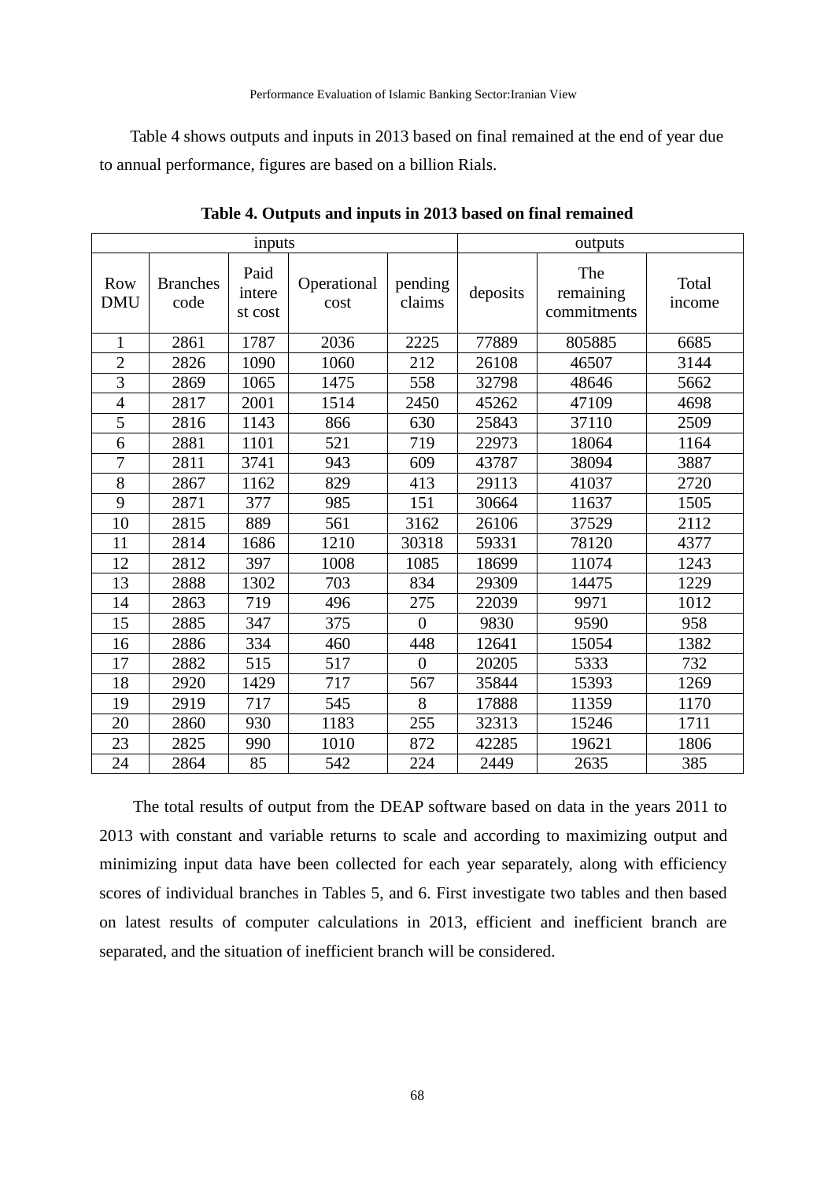Table 4 shows outputs and inputs in 2013 based on final remained at the end of year due to annual performance, figures are based on a billion Rials.

**Table 4. Outputs and inputs in 2013 based on final remained**

| inputs | | | | | outputs | | |
|---|---|---|---|---|---|---|---|
| Row DMU | Branches code | Paid interest cost | Operational cost | pending claims | deposits | The remaining commitments | Total income |
| 1 | 2861 | 1787 | 2036 | 2225 | 77889 | 805885 | 6685 |
| 2 | 2826 | 1090 | 1060 | 212 | 26108 | 46507 | 3144 |
| 3 | 2869 | 1065 | 1475 | 558 | 32798 | 48646 | 5662 |
| 4 | 2817 | 2001 | 1514 | 2450 | 45262 | 47109 | 4698 |
| 5 | 2816 | 1143 | 866 | 630 | 25843 | 37110 | 2509 |
| 6 | 2881 | 1101 | 521 | 719 | 22973 | 18064 | 1164 |
| 7 | 2811 | 3741 | 943 | 609 | 43787 | 38094 | 3887 |
| 8 | 2867 | 1162 | 829 | 413 | 29113 | 41037 | 2720 |
| 9 | 2871 | 377 | 985 | 151 | 30664 | 11637 | 1505 |
| 10 | 2815 | 889 | 561 | 3162 | 26106 | 37529 | 2112 |
| 11 | 2814 | 1686 | 1210 | 30318 | 59331 | 78120 | 4377 |
| 12 | 2812 | 397 | 1008 | 1085 | 18699 | 11074 | 1243 |
| 13 | 2888 | 1302 | 703 | 834 | 29309 | 14475 | 1229 |
| 14 | 2863 | 719 | 496 | 275 | 22039 | 9971 | 1012 |
| 15 | 2885 | 347 | 375 | 0 | 9830 | 9590 | 958 |
| 16 | 2886 | 334 | 460 | 448 | 12641 | 15054 | 1382 |
| 17 | 2882 | 515 | 517 | 0 | 20205 | 5333 | 732 |
| 18 | 2920 | 1429 | 717 | 567 | 35844 | 15393 | 1269 |
| 19 | 2919 | 717 | 545 | 8 | 17888 | 11359 | 1170 |
| 20 | 2860 | 930 | 1183 | 255 | 32313 | 15246 | 1711 |
| 23 | 2825 | 990 | 1010 | 872 | 42285 | 19621 | 1806 |
| 24 | 2864 | 85 | 542 | 224 | 2449 | 2635 | 385 |

The total results of output from the DEAP software based on data in the years 2011 to 2013 with constant and variable returns to scale and according to maximizing output and minimizing input data have been collected for each year separately, along with efficiency scores of individual branches in Tables 5, and 6. First investigate two tables and then based on latest results of computer calculations in 2013, efficient and inefficient branch are separated, and the situation of inefficient branch will be considered.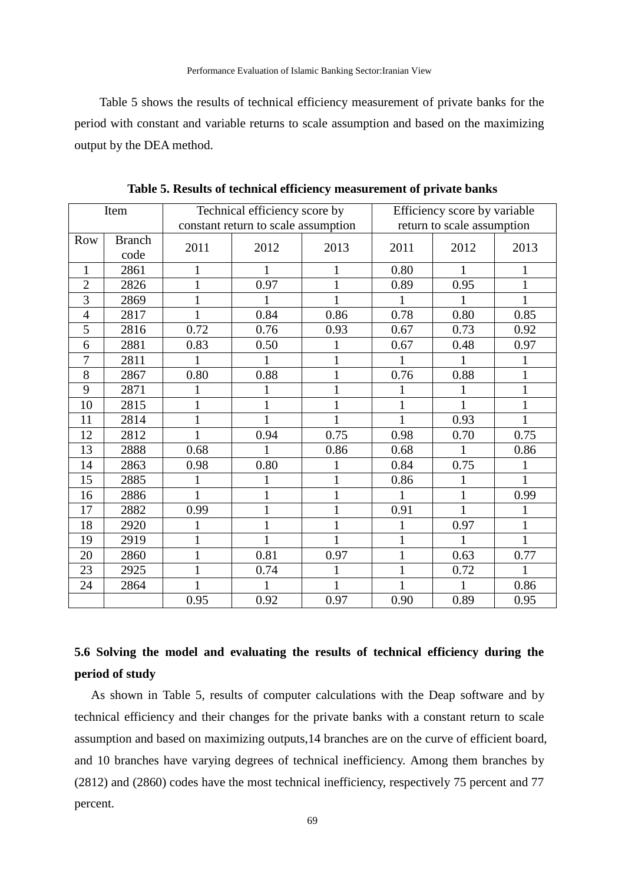Table 5 shows the results of technical efficiency measurement of private banks for the period with constant and variable returns to scale assumption and based on the maximizing output by the DEA method.

**Table 5. Results of technical efficiency measurement of private banks**

| Item | | Technical efficiency score by constant return to scale assumption | | | Efficiency score by variable return to scale assumption | | |
|---|---|---|---|---|---|---|---|
| Row | Branch code | 2011 | 2012 | 2013 | 2011 | 2012 | 2013 |
| 1 | 2861 | 1 | 1 | 1 | 0.80 | 1 | 1 |
| 2 | 2826 | 1 | 0.97 | 1 | 0.89 | 0.95 | 1 |
| 3 | 2869 | 1 | 1 | 1 | 1 | 1 | 1 |
| 4 | 2817 | 1 | 0.84 | 0.86 | 0.78 | 0.80 | 0.85 |
| 5 | 2816 | 0.72 | 0.76 | 0.93 | 0.67 | 0.73 | 0.92 |
| 6 | 2881 | 0.83 | 0.50 | 1 | 0.67 | 0.48 | 0.97 |
| 7 | 2811 | 1 | 1 | 1 | 1 | 1 | 1 |
| 8 | 2867 | 0.80 | 0.88 | 1 | 0.76 | 0.88 | 1 |
| 9 | 2871 | 1 | 1 | 1 | 1 | 1 | 1 |
| 10 | 2815 | 1 | 1 | 1 | 1 | 1 | 1 |
| 11 | 2814 | 1 | 1 | 1 | 1 | 0.93 | 1 |
| 12 | 2812 | 1 | 0.94 | 0.75 | 0.98 | 0.70 | 0.75 |
| 13 | 2888 | 0.68 | 1 | 0.86 | 0.68 | 1 | 0.86 |
| 14 | 2863 | 0.98 | 0.80 | 1 | 0.84 | 0.75 | 1 |
| 15 | 2885 | 1 | 1 | 1 | 0.86 | 1 | 1 |
| 16 | 2886 | 1 | 1 | 1 | 1 | 1 | 0.99 |
| 17 | 2882 | 0.99 | 1 | 1 | 0.91 | 1 | 1 |
| 18 | 2920 | 1 | 1 | 1 | 1 | 0.97 | 1 |
| 19 | 2919 | 1 | 1 | 1 | 1 | 1 | 1 |
| 20 | 2860 | 1 | 0.81 | 0.97 | 1 | 0.63 | 0.77 |
| 23 | 2925 | 1 | 0.74 | 1 | 1 | 0.72 | 1 |
| 24 | 2864 | 1 | 1 | 1 | 1 | 1 | 0.86 |
| | | 0.95 | 0.92 | 0.97 | 0.90 | 0.89 | 0.95 |

## 5.6 Solving the model and evaluating the results of technical efficiency during the period of study

As shown in Table 5, results of computer calculations with the Deap software and by technical efficiency and their changes for the private banks with a constant return to scale assumption and based on maximizing outputs,14 branches are on the curve of efficient board, and 10 branches have varying degrees of technical inefficiency. Among them branches by (2812) and (2860) codes have the most technical inefficiency, respectively 75 percent and 77 percent.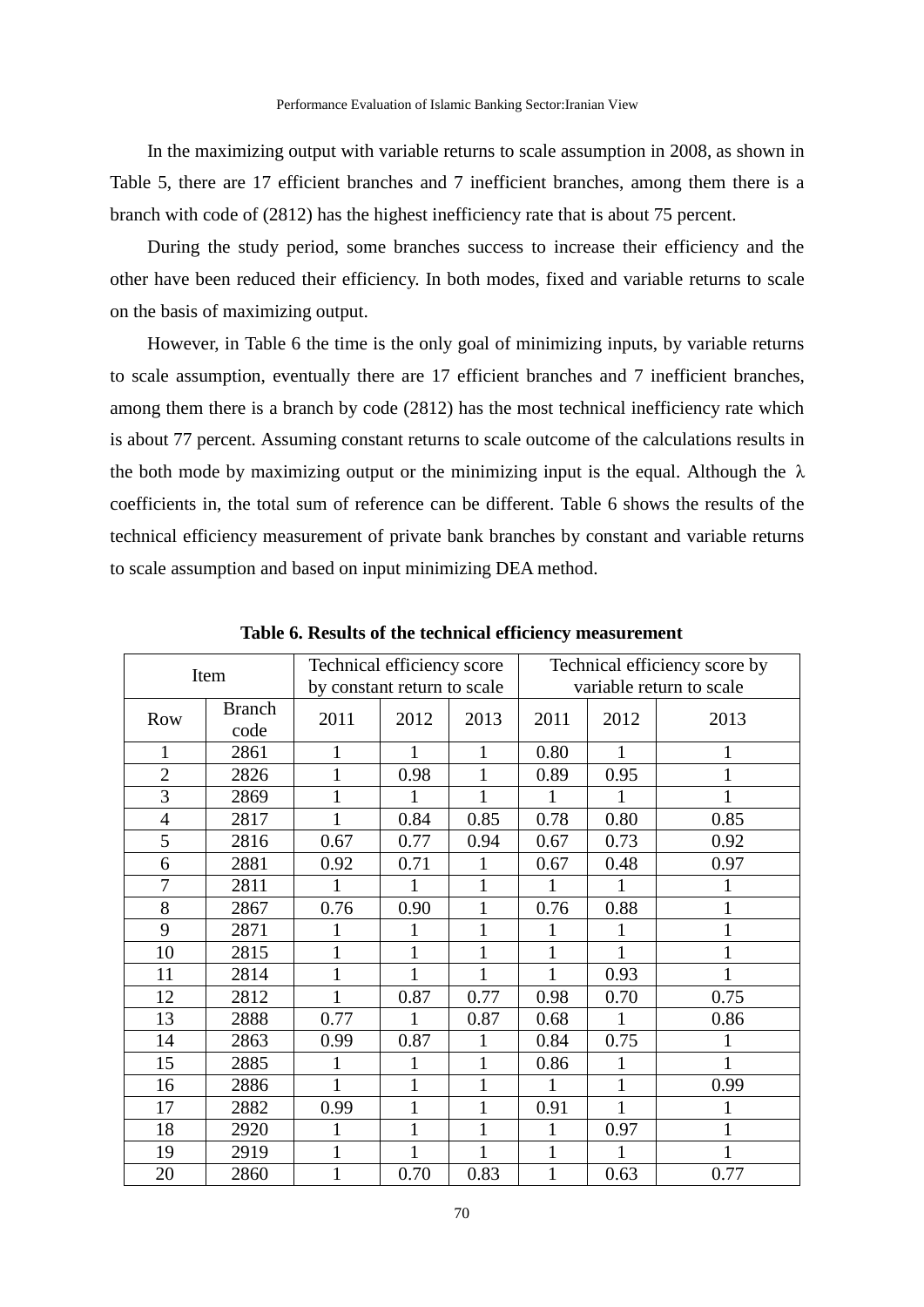In the maximizing output with variable returns to scale assumption in 2008, as shown in Table 5, there are 17 efficient branches and 7 inefficient branches, among them there is a branch with code of (2812) has the highest inefficiency rate that is about 75 percent.

During the study period, some branches success to increase their efficiency and the other have been reduced their efficiency. In both modes, fixed and variable returns to scale on the basis of maximizing output.

However, in Table 6 the time is the only goal of minimizing inputs, by variable returns to scale assumption, eventually there are 17 efficient branches and 7 inefficient branches, among them there is a branch by code (2812) has the most technical inefficiency rate which is about 77 percent. Assuming constant returns to scale outcome of the calculations results in the both mode by maximizing output or the minimizing input is the equal. Although the $\lambda$ coefficients in, the total sum of reference can be different. Table 6 shows the results of the technical efficiency measurement of private bank branches by constant and variable returns to scale assumption and based on input minimizing DEA method.

**Table 6. Results of the technical efficiency measurement**

| Item | | Technical efficiency score by constant return to scale | | | Technical efficiency score by variable return to scale | | |
|---|---|---|---|---|---|---|---|
| Row | Branch code | 2011 | 2012 | 2013 | 2011 | 2012 | 2013 |
| 1 | 2861 | 1 | 1 | 1 | 0.80 | 1 | 1 |
| 2 | 2826 | 1 | 0.98 | 1 | 0.89 | 0.95 | 1 |
| 3 | 2869 | 1 | 1 | 1 | 1 | 1 | 1 |
| 4 | 2817 | 1 | 0.84 | 0.85 | 0.78 | 0.80 | 0.85 |
| 5 | 2816 | 0.67 | 0.77 | 0.94 | 0.67 | 0.73 | 0.92 |
| 6 | 2881 | 0.92 | 0.71 | 1 | 0.67 | 0.48 | 0.97 |
| 7 | 2811 | 1 | 1 | 1 | 1 | 1 | 1 |
| 8 | 2867 | 0.76 | 0.90 | 1 | 0.76 | 0.88 | 1 |
| 9 | 2871 | 1 | 1 | 1 | 1 | 1 | 1 |
| 10 | 2815 | 1 | 1 | 1 | 1 | 1 | 1 |
| 11 | 2814 | 1 | 1 | 1 | 1 | 0.93 | 1 |
| 12 | 2812 | 1 | 0.87 | 0.77 | 0.98 | 0.70 | 0.75 |
| 13 | 2888 | 0.77 | 1 | 0.87 | 0.68 | 1 | 0.86 |
| 14 | 2863 | 0.99 | 0.87 | 1 | 0.84 | 0.75 | 1 |
| 15 | 2885 | 1 | 1 | 1 | 0.86 | 1 | 1 |
| 16 | 2886 | 1 | 1 | 1 | 1 | 1 | 0.99 |
| 17 | 2882 | 0.99 | 1 | 1 | 0.91 | 1 | 1 |
| 18 | 2920 | 1 | 1 | 1 | 1 | 0.97 | 1 |
| 19 | 2919 | 1 | 1 | 1 | 1 | 1 | 1 |
| 20 | 2860 | 1 | 0.70 | 0.83 | 1 | 0.63 | 0.77 |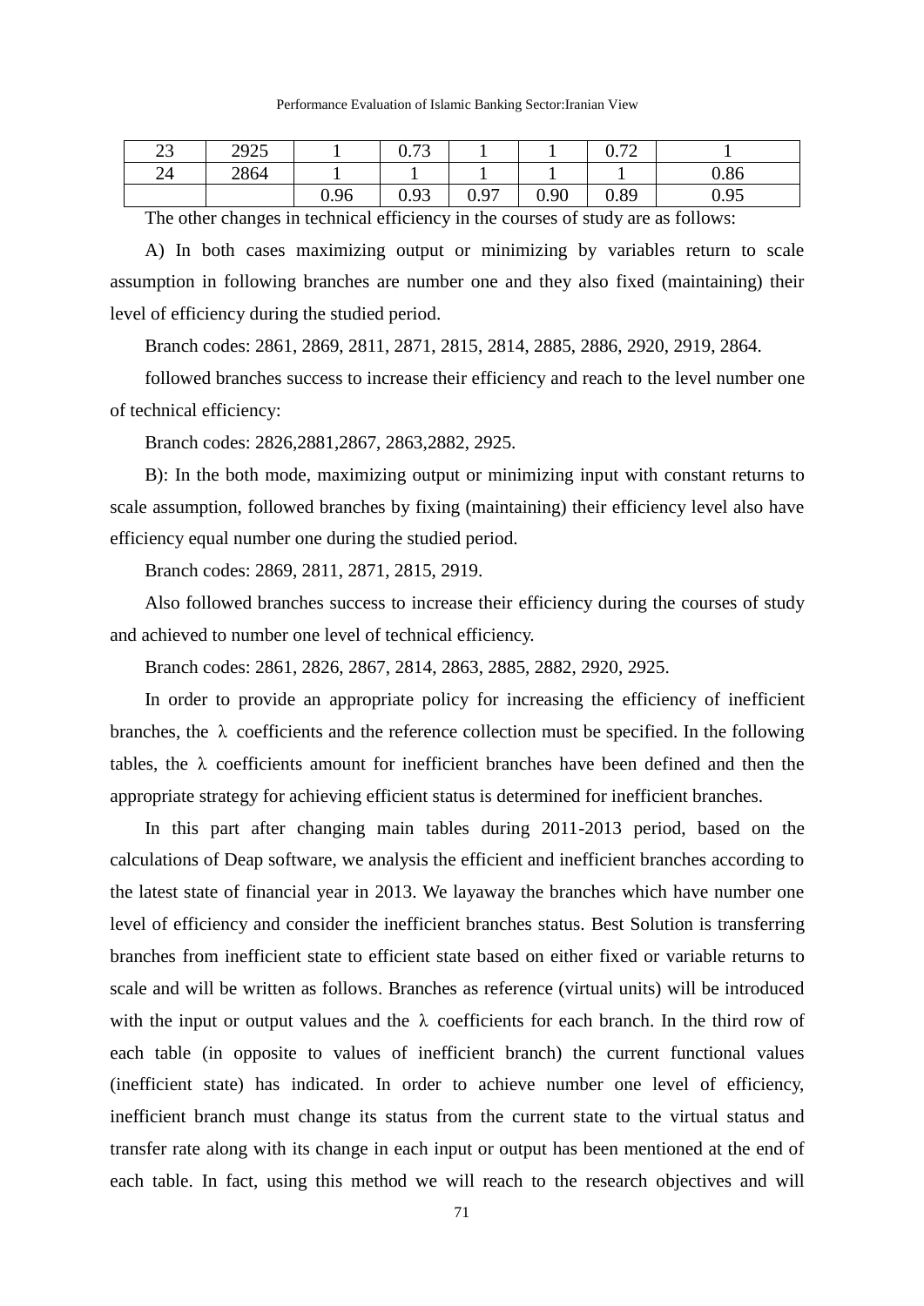| 23 | 2925 | 1 | 0.73 | 1 | 1 | 0.72 | 1 |
|---|---|---|---|---|---|---|---|
| 24 | 2864 | 1 | 1 | 1 | 1 | 1 | 0.86 |
| | | 0.96 | 0.93 | 0.97 | 0.90 | 0.89 | 0.95 |

The other changes in technical efficiency in the courses of study are as follows:

A) In both cases maximizing output or minimizing by variables return to scale assumption in following branches are number one and they also fixed (maintaining) their level of efficiency during the studied period.

Branch codes: 2861, 2869, 2811, 2871, 2815, 2814, 2885, 2886, 2920, 2919, 2864.

followed branches success to increase their efficiency and reach to the level number one of technical efficiency:

Branch codes: 2826,2881,2867, 2863,2882, 2925.

B): In the both mode, maximizing output or minimizing input with constant returns to scale assumption, followed branches by fixing (maintaining) their efficiency level also have efficiency equal number one during the studied period.

Branch codes: 2869, 2811, 2871, 2815, 2919.

Also followed branches success to increase their efficiency during the courses of study and achieved to number one level of technical efficiency.

Branch codes: 2861, 2826, 2867, 2814, 2863, 2885, 2882, 2920, 2925.

In order to provide an appropriate policy for increasing the efficiency of inefficient branches, the $\lambda$ coefficients and the reference collection must be specified. In the following tables, the $\lambda$ coefficients amount for inefficient branches have been defined and then the appropriate strategy for achieving efficient status is determined for inefficient branches.

In this part after changing main tables during 2011-2013 period, based on the calculations of Deap software, we analysis the efficient and inefficient branches according to the latest state of financial year in 2013. We layaway the branches which have number one level of efficiency and consider the inefficient branches status. Best Solution is transferring branches from inefficient state to efficient state based on either fixed or variable returns to scale and will be written as follows. Branches as reference (virtual units) will be introduced with the input or output values and the $\lambda$ coefficients for each branch. In the third row of each table (in opposite to values of inefficient branch) the current functional values (inefficient state) has indicated. In order to achieve number one level of efficiency, inefficient branch must change its status from the current state to the virtual status and transfer rate along with its change in each input or output has been mentioned at the end of each table. In fact, using this method we will reach to the research objectives and will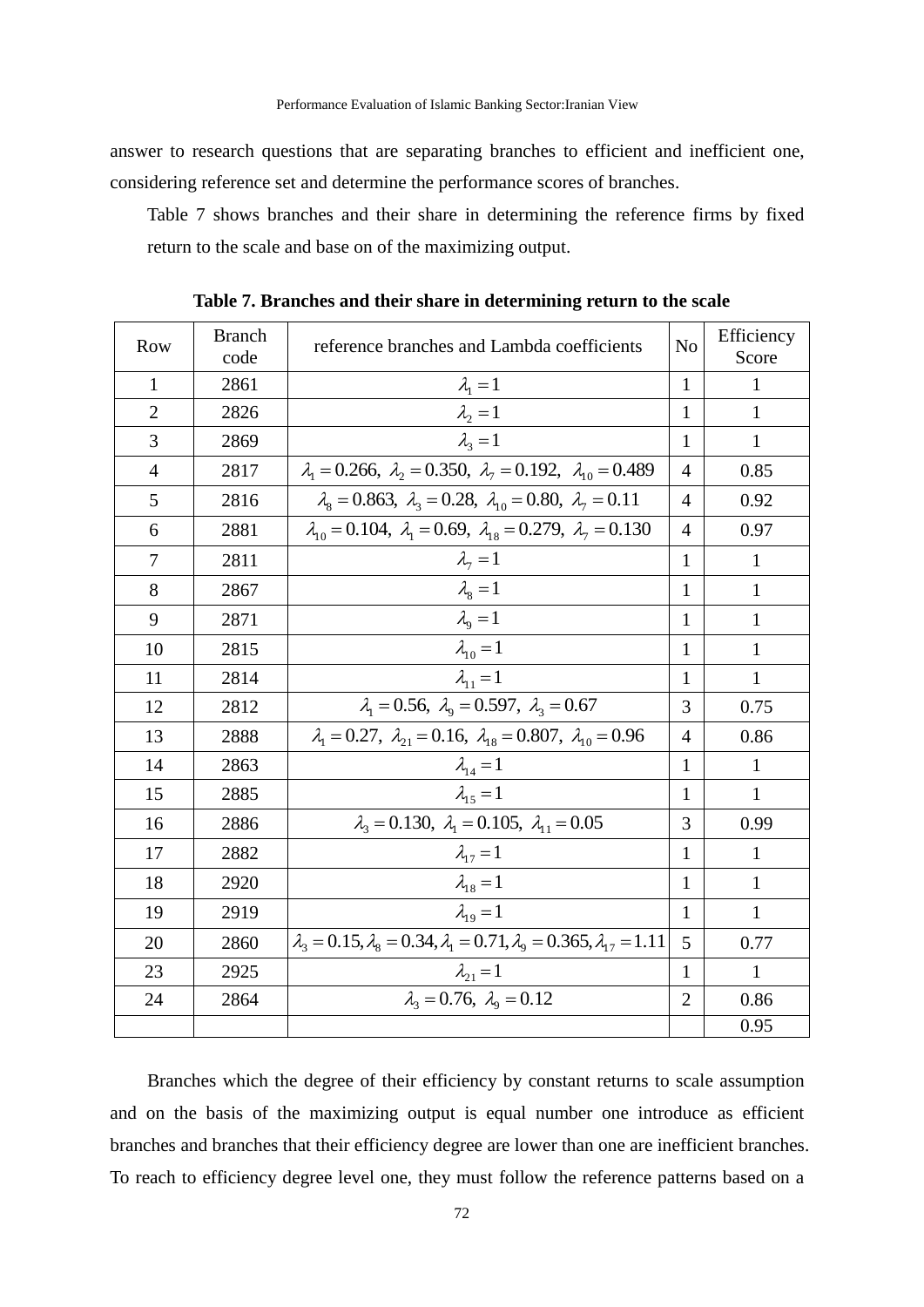answer to research questions that are separating branches to efficient and inefficient one, considering reference set and determine the performance scores of branches.

Table 7 shows branches and their share in determining the reference firms by fixed return to the scale and base on of the maximizing output.

**Table 7. Branches and their share in determining return to the scale**

| Row | Branch code | reference branches and Lambda coefficients | No | Efficiency Score |
|---|---|---|---|---|
| 1 | 2861 | $\lambda_1 = 1$ | 1 | 1 |
| 2 | 2826 | $\lambda_2 = 1$ | 1 | 1 |
| 3 | 2869 | $\lambda_3 = 1$ | 1 | 1 |
| 4 | 2817 | $\lambda_1 = 0.266,\ \lambda_2 = 0.350,\ \lambda_7 = 0.192,\ \lambda_{10} = 0.489$ | 4 | 0.85 |
| 5 | 2816 | $\lambda_8 = 0.863,\ \lambda_3 = 0.28,\ \lambda_{10} = 0.80,\ \lambda_7 = 0.11$ | 4 | 0.92 |
| 6 | 2881 | $\lambda_{10} = 0.104,\ \lambda_1 = 0.69,\ \lambda_{18} = 0.279,\ \lambda_7 = 0.130$ | 4 | 0.97 |
| 7 | 2811 | $\lambda_7 = 1$ | 1 | 1 |
| 8 | 2867 | $\lambda_8 = 1$ | 1 | 1 |
| 9 | 2871 | $\lambda_9 = 1$ | 1 | 1 |
| 10 | 2815 | $\lambda_{10} = 1$ | 1 | 1 |
| 11 | 2814 | $\lambda_{11} = 1$ | 1 | 1 |
| 12 | 2812 | $\lambda_1 = 0.56,\ \lambda_9 = 0.597,\ \lambda_3 = 0.67$ | 3 | 0.75 |
| 13 | 2888 | $\lambda_1 = 0.27,\ \lambda_{21} = 0.16,\ \lambda_{18} = 0.807,\ \lambda_{10} = 0.96$ | 4 | 0.86 |
| 14 | 2863 | $\lambda_{14} = 1$ | 1 | 1 |
| 15 | 2885 | $\lambda_{15} = 1$ | 1 | 1 |
| 16 | 2886 | $\lambda_3 = 0.130,\ \lambda_1 = 0.105,\ \lambda_{11} = 0.05$ | 3 | 0.99 |
| 17 | 2882 | $\lambda_{17} = 1$ | 1 | 1 |
| 18 | 2920 | $\lambda_{18} = 1$ | 1 | 1 |
| 19 | 2919 | $\lambda_{19} = 1$ | 1 | 1 |
| 20 | 2860 | $\lambda_3 = 0.15, \lambda_8 = 0.34, \lambda_1 = 0.71, \lambda_9 = 0.365, \lambda_{17} = 1.11$ | 5 | 0.77 |
| 23 | 2925 | $\lambda_{21} = 1$ | 1 | 1 |
| 24 | 2864 | $\lambda_3 = 0.76,\ \lambda_9 = 0.12$ | 2 | 0.86 |
| | | | | 0.95 |

Branches which the degree of their efficiency by constant returns to scale assumption and on the basis of the maximizing output is equal number one introduce as efficient branches and branches that their efficiency degree are lower than one are inefficient branches. To reach to efficiency degree level one, they must follow the reference patterns based on a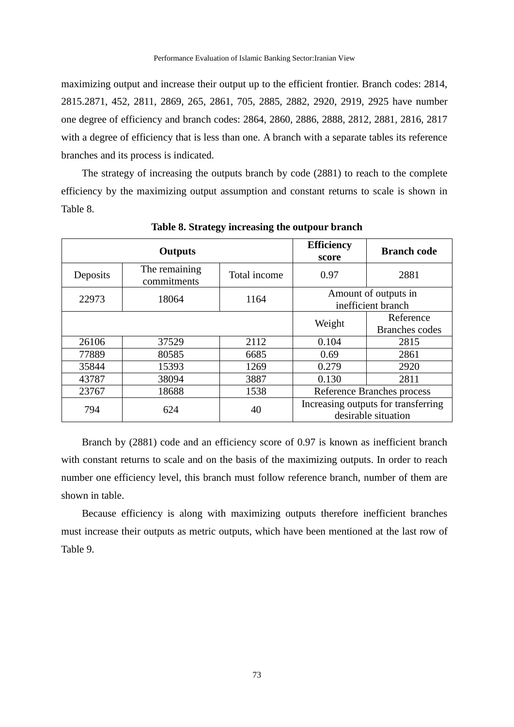maximizing output and increase their output up to the efficient frontier. Branch codes: 2814, 2815.2871, 452, 2811, 2869, 265, 2861, 705, 2885, 2882, 2920, 2919, 2925 have number one degree of efficiency and branch codes: 2864, 2860, 2886, 2888, 2812, 2881, 2816, 2817 with a degree of efficiency that is less than one. A branch with a separate tables its reference branches and its process is indicated.

The strategy of increasing the outputs branch by code (2881) to reach to the complete efficiency by the maximizing output assumption and constant returns to scale is shown in Table 8.

**Table 8. Strategy increasing the outpour branch**

| **Outputs** | | | **Efficiency score** | **Branch code** |
|---|---|---|---|---|
| Deposits | The remaining commitments | Total income | 0.97 | 2881 |
| 22973 | 18064 | 1164 | Amount of outputs in inefficient branch | |
| | | | Weight | Reference Branches codes |
| 26106 | 37529 | 2112 | 0.104 | 2815 |
| 77889 | 80585 | 6685 | 0.69 | 2861 |
| 35844 | 15393 | 1269 | 0.279 | 2920 |
| 43787 | 38094 | 3887 | 0.130 | 2811 |
| 23767 | 18688 | 1538 | Reference Branches process | |
| 794 | 624 | 40 | Increasing outputs for transferring desirable situation | |

Branch by (2881) code and an efficiency score of 0.97 is known as inefficient branch with constant returns to scale and on the basis of the maximizing outputs. In order to reach number one efficiency level, this branch must follow reference branch, number of them are shown in table.

Because efficiency is along with maximizing outputs therefore inefficient branches must increase their outputs as metric outputs, which have been mentioned at the last row of Table 9.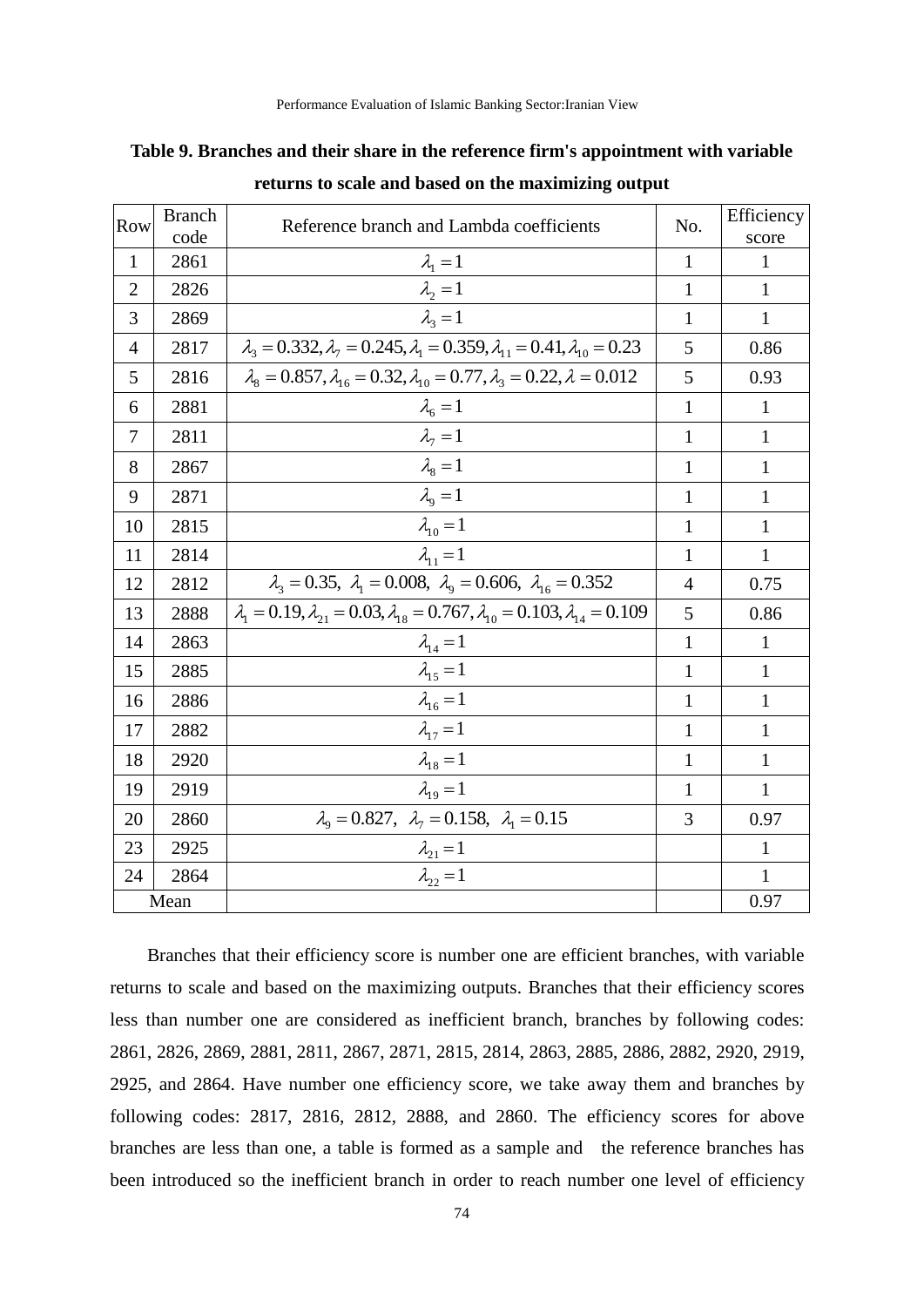**Table 9. Branches and their share in the reference firm's appointment with variable returns to scale and based on the maximizing output**

| Row | Branch code | Reference branch and Lambda coefficients | No. | Efficiency score |
|---|---|---|---|---|
| 1 | 2861 | $\lambda_1 = 1$ | 1 | 1 |
| 2 | 2826 | $\lambda_2 = 1$ | 1 | 1 |
| 3 | 2869 | $\lambda_3 = 1$ | 1 | 1 |
| 4 | 2817 | $\lambda_3 = 0.332, \lambda_7 = 0.245, \lambda_1 = 0.359, \lambda_{11} = 0.41, \lambda_{10} = 0.23$ | 5 | 0.86 |
| 5 | 2816 | $\lambda_8 = 0.857, \lambda_{16} = 0.32, \lambda_{10} = 0.77, \lambda_3 = 0.22, \lambda = 0.012$ | 5 | 0.93 |
| 6 | 2881 | $\lambda_6 = 1$ | 1 | 1 |
| 7 | 2811 | $\lambda_7 = 1$ | 1 | 1 |
| 8 | 2867 | $\lambda_8 = 1$ | 1 | 1 |
| 9 | 2871 | $\lambda_9 = 1$ | 1 | 1 |
| 10 | 2815 | $\lambda_{10} = 1$ | 1 | 1 |
| 11 | 2814 | $\lambda_{11} = 1$ | 1 | 1 |
| 12 | 2812 | $\lambda_3 = 0.35,\ \lambda_1 = 0.008,\ \lambda_9 = 0.606,\ \lambda_{16} = 0.352$ | 4 | 0.75 |
| 13 | 2888 | $\lambda_1 = 0.19, \lambda_{21} = 0.03, \lambda_{18} = 0.767, \lambda_{10} = 0.103, \lambda_{14} = 0.109$ | 5 | 0.86 |
| 14 | 2863 | $\lambda_{14} = 1$ | 1 | 1 |
| 15 | 2885 | $\lambda_{15} = 1$ | 1 | 1 |
| 16 | 2886 | $\lambda_{16} = 1$ | 1 | 1 |
| 17 | 2882 | $\lambda_{17} = 1$ | 1 | 1 |
| 18 | 2920 | $\lambda_{18} = 1$ | 1 | 1 |
| 19 | 2919 | $\lambda_{19} = 1$ | 1 | 1 |
| 20 | 2860 | $\lambda_9 = 0.827,\ \lambda_7 = 0.158,\ \lambda_1 = 0.15$ | 3 | 0.97 |
| 23 | 2925 | $\lambda_{21} = 1$ | | 1 |
| 24 | 2864 | $\lambda_{22} = 1$ | | 1 |
| Mean | | | | 0.97 |

Branches that their efficiency score is number one are efficient branches, with variable returns to scale and based on the maximizing outputs. Branches that their efficiency scores less than number one are considered as inefficient branch, branches by following codes: 2861, 2826, 2869, 2881, 2811, 2867, 2871, 2815, 2814, 2863, 2885, 2886, 2882, 2920, 2919, 2925, and 2864. Have number one efficiency score, we take away them and branches by following codes: 2817, 2816, 2812, 2888, and 2860. The efficiency scores for above branches are less than one, a table is formed as a sample and the reference branches has been introduced so the inefficient branch in order to reach number one level of efficiency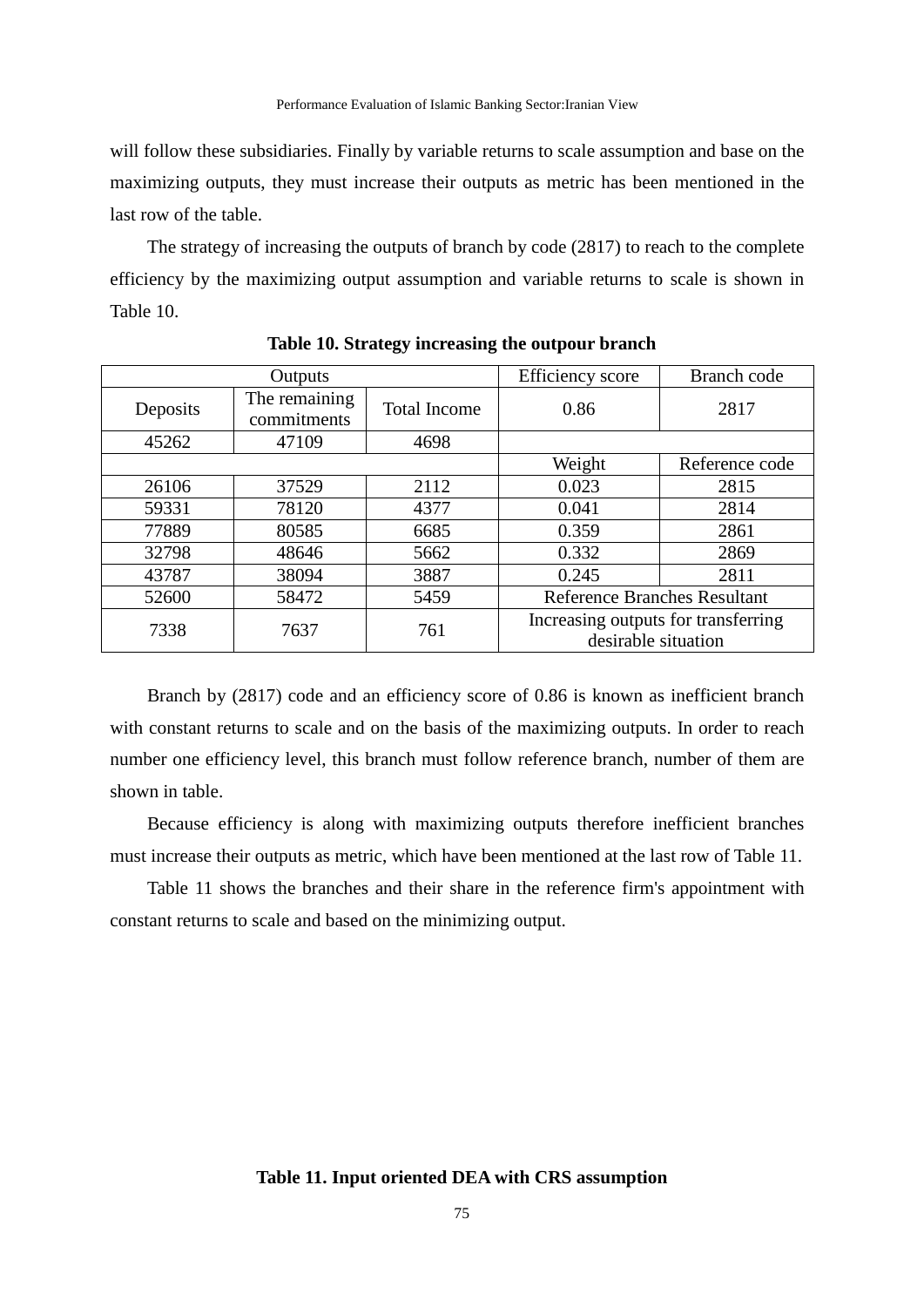will follow these subsidiaries. Finally by variable returns to scale assumption and base on the maximizing outputs, they must increase their outputs as metric has been mentioned in the last row of the table.

The strategy of increasing the outputs of branch by code (2817) to reach to the complete efficiency by the maximizing output assumption and variable returns to scale is shown in Table 10.

**Table 10. Strategy increasing the outpour branch**

| Outputs | | | Efficiency score | Branch code |
|---|---|---|---|---|
| Deposits | The remaining commitments | Total Income | 0.86 | 2817 |
| 45262 | 47109 | 4698 | | |
| | | | Weight | Reference code |
| 26106 | 37529 | 2112 | 0.023 | 2815 |
| 59331 | 78120 | 4377 | 0.041 | 2814 |
| 77889 | 80585 | 6685 | 0.359 | 2861 |
| 32798 | 48646 | 5662 | 0.332 | 2869 |
| 43787 | 38094 | 3887 | 0.245 | 2811 |
| 52600 | 58472 | 5459 | Reference Branches Resultant | |
| 7338 | 7637 | 761 | Increasing outputs for transferring desirable situation | |

Branch by (2817) code and an efficiency score of 0.86 is known as inefficient branch with constant returns to scale and on the basis of the maximizing outputs. In order to reach number one efficiency level, this branch must follow reference branch, number of them are shown in table.

Because efficiency is along with maximizing outputs therefore inefficient branches must increase their outputs as metric, which have been mentioned at the last row of Table 11.

Table 11 shows the branches and their share in the reference firm's appointment with constant returns to scale and based on the minimizing output.

**Table 11. Input oriented DEA with CRS assumption**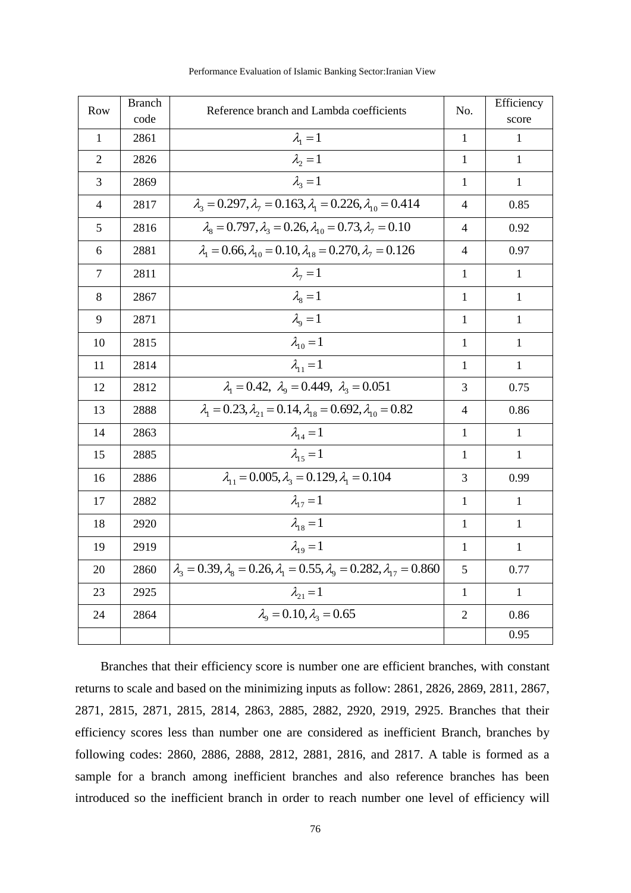| Row | Branch code | Reference branch and Lambda coefficients | No. | Efficiency score |
|---|---|---|---|---|
| 1 | 2861 | $\lambda_1 = 1$ | 1 | 1 |
| 2 | 2826 | $\lambda_2 = 1$ | 1 | 1 |
| 3 | 2869 | $\lambda_3 = 1$ | 1 | 1 |
| 4 | 2817 | $\lambda_3 = 0.297, \lambda_7 = 0.163, \lambda_1 = 0.226, \lambda_{10} = 0.414$ | 4 | 0.85 |
| 5 | 2816 | $\lambda_8 = 0.797, \lambda_3 = 0.26, \lambda_{10} = 0.73, \lambda_7 = 0.10$ | 4 | 0.92 |
| 6 | 2881 | $\lambda_1 = 0.66, \lambda_{10} = 0.10, \lambda_{18} = 0.270, \lambda_7 = 0.126$ | 4 | 0.97 |
| 7 | 2811 | $\lambda_7 = 1$ | 1 | 1 |
| 8 | 2867 | $\lambda_8 = 1$ | 1 | 1 |
| 9 | 2871 | $\lambda_9 = 1$ | 1 | 1 |
| 10 | 2815 | $\lambda_{10} = 1$ | 1 | 1 |
| 11 | 2814 | $\lambda_{11} = 1$ | 1 | 1 |
| 12 | 2812 | $\lambda_1 = 0.42,\ \lambda_9 = 0.449,\ \lambda_3 = 0.051$ | 3 | 0.75 |
| 13 | 2888 | $\lambda_1 = 0.23, \lambda_{21} = 0.14, \lambda_{18} = 0.692, \lambda_{10} = 0.82$ | 4 | 0.86 |
| 14 | 2863 | $\lambda_{14} = 1$ | 1 | 1 |
| 15 | 2885 | $\lambda_{15} = 1$ | 1 | 1 |
| 16 | 2886 | $\lambda_{11} = 0.005, \lambda_3 = 0.129, \lambda_1 = 0.104$ | 3 | 0.99 |
| 17 | 2882 | $\lambda_{17} = 1$ | 1 | 1 |
| 18 | 2920 | $\lambda_{18} = 1$ | 1 | 1 |
| 19 | 2919 | $\lambda_{19} = 1$ | 1 | 1 |
| 20 | 2860 | $\lambda_3 = 0.39, \lambda_8 = 0.26, \lambda_1 = 0.55, \lambda_9 = 0.282, \lambda_{17} = 0.860$ | 5 | 0.77 |
| 23 | 2925 | $\lambda_{21} = 1$ | 1 | 1 |
| 24 | 2864 | $\lambda_9 = 0.10, \lambda_3 = 0.65$ | 2 | 0.86 |
| | | | | 0.95 |

Branches that their efficiency score is number one are efficient branches, with constant returns to scale and based on the minimizing inputs as follow: 2861, 2826, 2869, 2811, 2867, 2871, 2815, 2871, 2815, 2814, 2863, 2885, 2882, 2920, 2919, 2925. Branches that their efficiency scores less than number one are considered as inefficient Branch, branches by following codes: 2860, 2886, 2888, 2812, 2881, 2816, and 2817. A table is formed as a sample for a branch among inefficient branches and also reference branches has been introduced so the inefficient branch in order to reach number one level of efficiency will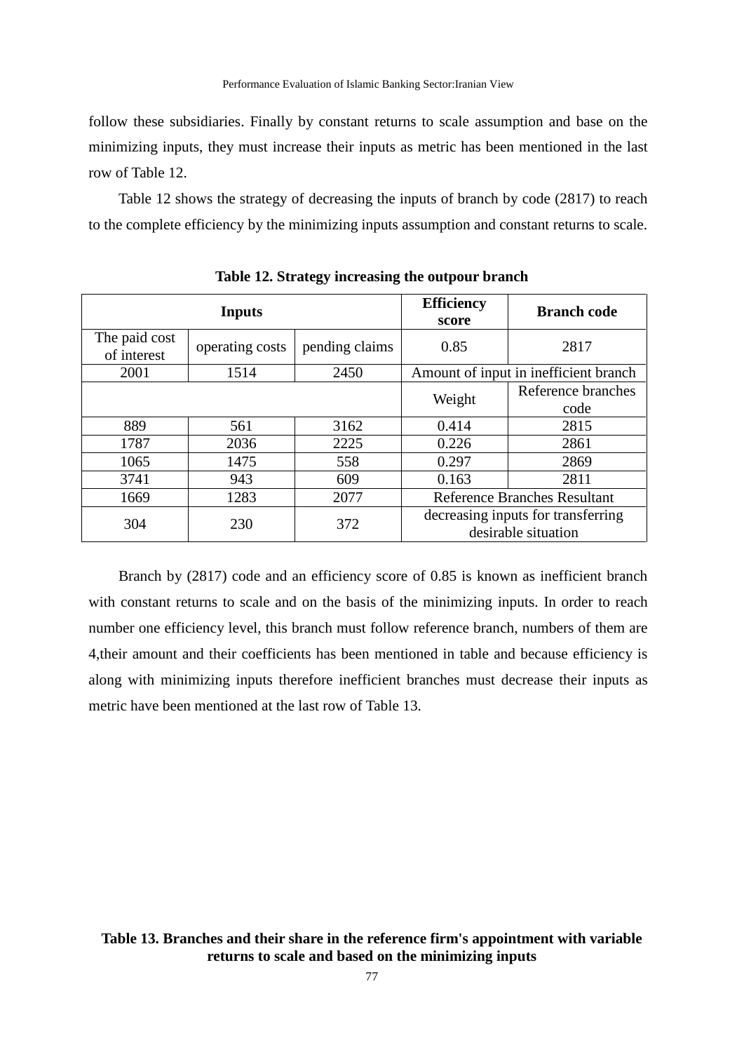follow these subsidiaries. Finally by constant returns to scale assumption and base on the minimizing inputs, they must increase their inputs as metric has been mentioned in the last row of Table 12.

Table 12 shows the strategy of decreasing the inputs of branch by code (2817) to reach to the complete efficiency by the minimizing inputs assumption and constant returns to scale.

**Table 12. Strategy increasing the outpour branch**

| Inputs | | | Efficiency score | Branch code |
|---|---|---|---|---|
| The paid cost of interest | operating costs | pending claims | 0.85 | 2817 |
| 2001 | 1514 | 2450 | Amount of input in inefficient branch | |
| | | | Weight | Reference branches code |
| 889 | 561 | 3162 | 0.414 | 2815 |
| 1787 | 2036 | 2225 | 0.226 | 2861 |
| 1065 | 1475 | 558 | 0.297 | 2869 |
| 3741 | 943 | 609 | 0.163 | 2811 |
| 1669 | 1283 | 2077 | Reference Branches Resultant | |
| 304 | 230 | 372 | decreasing inputs for transferring desirable situation | |

Branch by (2817) code and an efficiency score of 0.85 is known as inefficient branch with constant returns to scale and on the basis of the minimizing inputs. In order to reach number one efficiency level, this branch must follow reference branch, numbers of them are 4,their amount and their coefficients has been mentioned in table and because efficiency is along with minimizing inputs therefore inefficient branches must decrease their inputs as metric have been mentioned at the last row of Table 13.

**Table 13. Branches and their share in the reference firm's appointment with variable returns to scale and based on the minimizing inputs**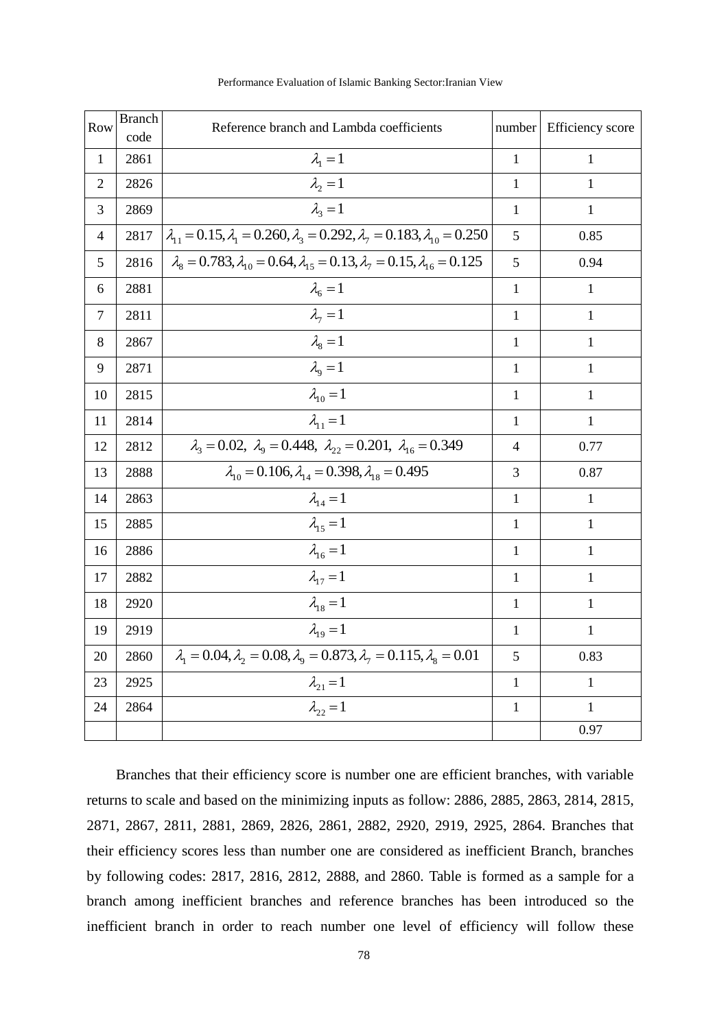| Row | Branch code | Reference branch and Lambda coefficients | number | Efficiency score |
|---|---|---|---|---|
| 1 | 2861 | $\lambda_1 = 1$ | 1 | 1 |
| 2 | 2826 | $\lambda_2 = 1$ | 1 | 1 |
| 3 | 2869 | $\lambda_3 = 1$ | 1 | 1 |
| 4 | 2817 | $\lambda_{11} = 0.15, \lambda_1 = 0.260, \lambda_3 = 0.292, \lambda_7 = 0.183, \lambda_{10} = 0.250$ | 5 | 0.85 |
| 5 | 2816 | $\lambda_8 = 0.783, \lambda_{10} = 0.64, \lambda_{15} = 0.13, \lambda_7 = 0.15, \lambda_{16} = 0.125$ | 5 | 0.94 |
| 6 | 2881 | $\lambda_6 = 1$ | 1 | 1 |
| 7 | 2811 | $\lambda_7 = 1$ | 1 | 1 |
| 8 | 2867 | $\lambda_8 = 1$ | 1 | 1 |
| 9 | 2871 | $\lambda_9 = 1$ | 1 | 1 |
| 10 | 2815 | $\lambda_{10} = 1$ | 1 | 1 |
| 11 | 2814 | $\lambda_{11} = 1$ | 1 | 1 |
| 12 | 2812 | $\lambda_3 = 0.02,\ \lambda_9 = 0.448,\ \lambda_{22} = 0.201,\ \lambda_{16} = 0.349$ | 4 | 0.77 |
| 13 | 2888 | $\lambda_{10} = 0.106, \lambda_{14} = 0.398, \lambda_{18} = 0.495$ | 3 | 0.87 |
| 14 | 2863 | $\lambda_{14} = 1$ | 1 | 1 |
| 15 | 2885 | $\lambda_{15} = 1$ | 1 | 1 |
| 16 | 2886 | $\lambda_{16} = 1$ | 1 | 1 |
| 17 | 2882 | $\lambda_{17} = 1$ | 1 | 1 |
| 18 | 2920 | $\lambda_{18} = 1$ | 1 | 1 |
| 19 | 2919 | $\lambda_{19} = 1$ | 1 | 1 |
| 20 | 2860 | $\lambda_1 = 0.04, \lambda_2 = 0.08, \lambda_9 = 0.873, \lambda_7 = 0.115, \lambda_8 = 0.01$ | 5 | 0.83 |
| 23 | 2925 | $\lambda_{21} = 1$ | 1 | 1 |
| 24 | 2864 | $\lambda_{22} = 1$ | 1 | 1 |
| | | | | 0.97 |

Branches that their efficiency score is number one are efficient branches, with variable returns to scale and based on the minimizing inputs as follow: 2886, 2885, 2863, 2814, 2815, 2871, 2867, 2811, 2881, 2869, 2826, 2861, 2882, 2920, 2919, 2925, 2864. Branches that their efficiency scores less than number one are considered as inefficient Branch, branches by following codes: 2817, 2816, 2812, 2888, and 2860. Table is formed as a sample for a branch among inefficient branches and reference branches has been introduced so the inefficient branch in order to reach number one level of efficiency will follow these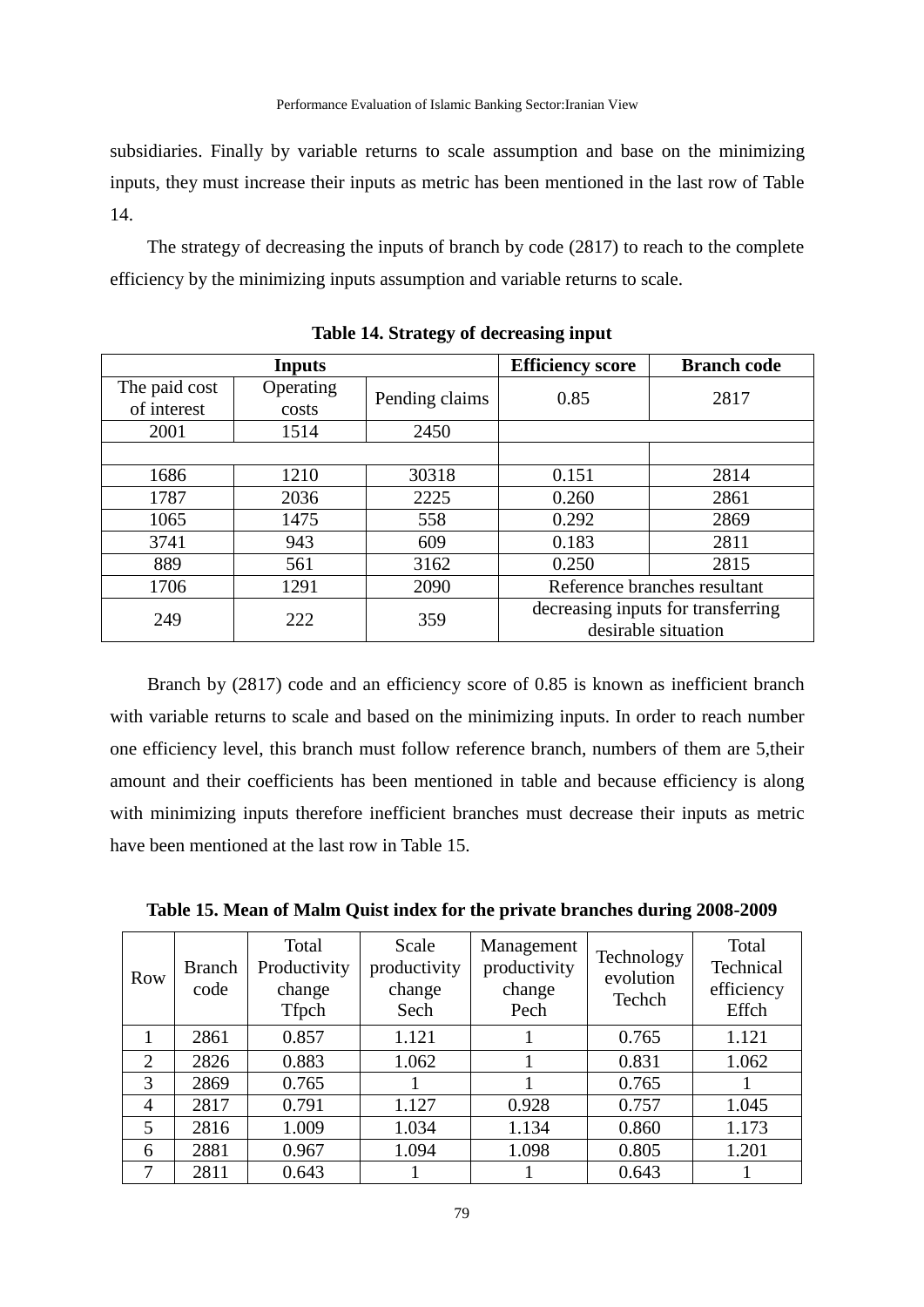subsidiaries. Finally by variable returns to scale assumption and base on the minimizing inputs, they must increase their inputs as metric has been mentioned in the last row of Table 14.

The strategy of decreasing the inputs of branch by code (2817) to reach to the complete efficiency by the minimizing inputs assumption and variable returns to scale.

**Table 14. Strategy of decreasing input**

| Inputs | | | Efficiency score | Branch code |
|---|---|---|---|---|
| The paid cost of interest | Operating costs | Pending claims | 0.85 | 2817 |
| 2001 | 1514 | 2450 | | |
| | | | | |
| 1686 | 1210 | 30318 | 0.151 | 2814 |
| 1787 | 2036 | 2225 | 0.260 | 2861 |
| 1065 | 1475 | 558 | 0.292 | 2869 |
| 3741 | 943 | 609 | 0.183 | 2811 |
| 889 | 561 | 3162 | 0.250 | 2815 |
| 1706 | 1291 | 2090 | Reference branches resultant | |
| 249 | 222 | 359 | decreasing inputs for transferring desirable situation | |

Branch by (2817) code and an efficiency score of 0.85 is known as inefficient branch with variable returns to scale and based on the minimizing inputs. In order to reach number one efficiency level, this branch must follow reference branch, numbers of them are 5,their amount and their coefficients has been mentioned in table and because efficiency is along with minimizing inputs therefore inefficient branches must decrease their inputs as metric have been mentioned at the last row in Table 15.

**Table 15. Mean of Malm Quist index for the private branches during 2008-2009**

| Row | Branch code | Total Productivity change Tfpch | Scale productivity change Sech | Management productivity change Pech | Technology evolution Techch | Total Technical efficiency Effch |
|---|---|---|---|---|---|---|
| 1 | 2861 | 0.857 | 1.121 | 1 | 0.765 | 1.121 |
| 2 | 2826 | 0.883 | 1.062 | 1 | 0.831 | 1.062 |
| 3 | 2869 | 0.765 | 1 | 1 | 0.765 | 1 |
| 4 | 2817 | 0.791 | 1.127 | 0.928 | 0.757 | 1.045 |
| 5 | 2816 | 1.009 | 1.034 | 1.134 | 0.860 | 1.173 |
| 6 | 2881 | 0.967 | 1.094 | 1.098 | 0.805 | 1.201 |
| 7 | 2811 | 0.643 | 1 | 1 | 0.643 | 1 |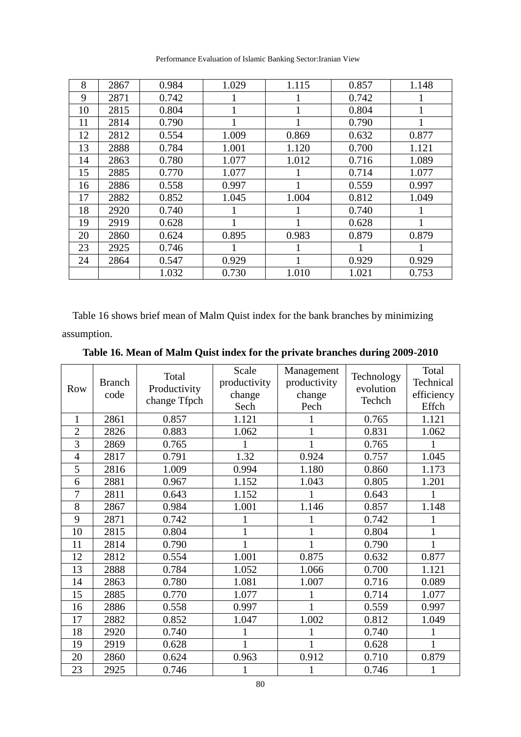| 8 | 2867 | 0.984 | 1.029 | 1.115 | 0.857 | 1.148 |
|---|---|---|---|---|---|---|
| 9 | 2871 | 0.742 | 1 | 1 | 0.742 | 1 |
| 10 | 2815 | 0.804 | 1 | 1 | 0.804 | 1 |
| 11 | 2814 | 0.790 | 1 | 1 | 0.790 | 1 |
| 12 | 2812 | 0.554 | 1.009 | 0.869 | 0.632 | 0.877 |
| 13 | 2888 | 0.784 | 1.001 | 1.120 | 0.700 | 1.121 |
| 14 | 2863 | 0.780 | 1.077 | 1.012 | 0.716 | 1.089 |
| 15 | 2885 | 0.770 | 1.077 | 1 | 0.714 | 1.077 |
| 16 | 2886 | 0.558 | 0.997 | 1 | 0.559 | 0.997 |
| 17 | 2882 | 0.852 | 1.045 | 1.004 | 0.812 | 1.049 |
| 18 | 2920 | 0.740 | 1 | 1 | 0.740 | 1 |
| 19 | 2919 | 0.628 | 1 | 1 | 0.628 | 1 |
| 20 | 2860 | 0.624 | 0.895 | 0.983 | 0.879 | 0.879 |
| 23 | 2925 | 0.746 | 1 | 1 | 1 | 1 |
| 24 | 2864 | 0.547 | 0.929 | 1 | 0.929 | 0.929 |
| | | 1.032 | 0.730 | 1.010 | 1.021 | 0.753 |

Table 16 shows brief mean of Malm Quist index for the bank branches by minimizing assumption.

**Table 16. Mean of Malm Quist index for the private branches during 2009-2010**

| Row | Branch code | Total Productivity change Tfpch | Scale productivity change Sech | Management productivity change Pech | Technology evolution Techch | Total Technical efficiency Effch |
|---|---|---|---|---|---|---|
| 1 | 2861 | 0.857 | 1.121 | 1 | 0.765 | 1.121 |
| 2 | 2826 | 0.883 | 1.062 | 1 | 0.831 | 1.062 |
| 3 | 2869 | 0.765 | 1 | 1 | 0.765 | 1 |
| 4 | 2817 | 0.791 | 1.32 | 0.924 | 0.757 | 1.045 |
| 5 | 2816 | 1.009 | 0.994 | 1.180 | 0.860 | 1.173 |
| 6 | 2881 | 0.967 | 1.152 | 1.043 | 0.805 | 1.201 |
| 7 | 2811 | 0.643 | 1.152 | 1 | 0.643 | 1 |
| 8 | 2867 | 0.984 | 1.001 | 1.146 | 0.857 | 1.148 |
| 9 | 2871 | 0.742 | 1 | 1 | 0.742 | 1 |
| 10 | 2815 | 0.804 | 1 | 1 | 0.804 | 1 |
| 11 | 2814 | 0.790 | 1 | 1 | 0.790 | 1 |
| 12 | 2812 | 0.554 | 1.001 | 0.875 | 0.632 | 0.877 |
| 13 | 2888 | 0.784 | 1.052 | 1.066 | 0.700 | 1.121 |
| 14 | 2863 | 0.780 | 1.081 | 1.007 | 0.716 | 0.089 |
| 15 | 2885 | 0.770 | 1.077 | 1 | 0.714 | 1.077 |
| 16 | 2886 | 0.558 | 0.997 | 1 | 0.559 | 0.997 |
| 17 | 2882 | 0.852 | 1.047 | 1.002 | 0.812 | 1.049 |
| 18 | 2920 | 0.740 | 1 | 1 | 0.740 | 1 |
| 19 | 2919 | 0.628 | 1 | 1 | 0.628 | 1 |
| 20 | 2860 | 0.624 | 0.963 | 0.912 | 0.710 | 0.879 |
| 23 | 2925 | 0.746 | 1 | 1 | 0.746 | 1 |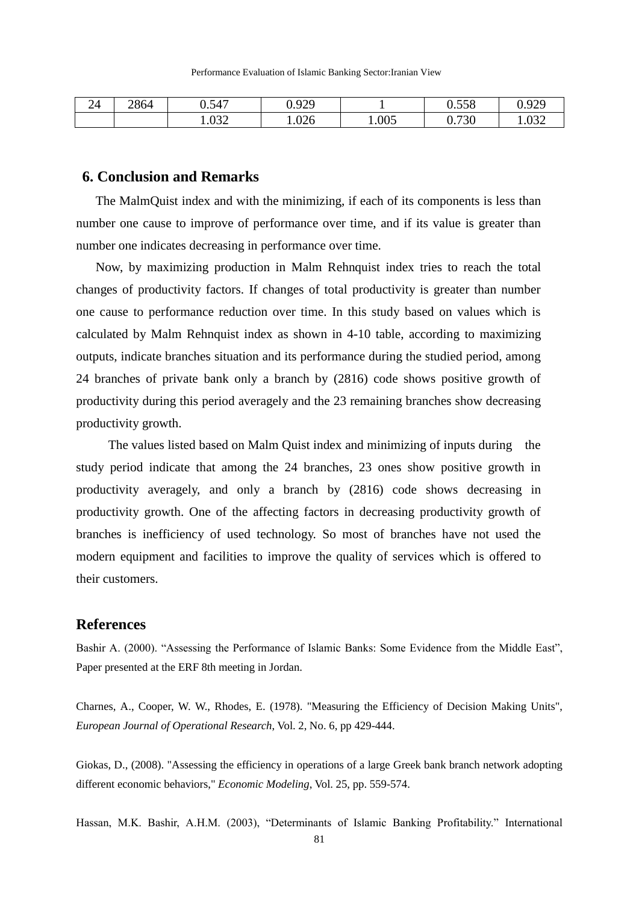| 24 | 2864 | 0.547 | 0.929 | 1 | 0.558 | 0.929 |
|---|---|---|---|---|---|---|
| | | 1.032 | 1.026 | 1.005 | 0.730 | 1.032 |

## 6. Conclusion and Remarks

The MalmQuist index and with the minimizing, if each of its components is less than number one cause to improve of performance over time, and if its value is greater than number one indicates decreasing in performance over time.

Now, by maximizing production in Malm Rehnquist index tries to reach the total changes of productivity factors. If changes of total productivity is greater than number one cause to performance reduction over time. In this study based on values which is calculated by Malm Rehnquist index as shown in 4-10 table, according to maximizing outputs, indicate branches situation and its performance during the studied period, among 24 branches of private bank only a branch by (2816) code shows positive growth of productivity during this period averagely and the 23 remaining branches show decreasing productivity growth.

The values listed based on Malm Quist index and minimizing of inputs during the study period indicate that among the 24 branches, 23 ones show positive growth in productivity averagely, and only a branch by (2816) code shows decreasing in productivity growth. One of the affecting factors in decreasing productivity growth of branches is inefficiency of used technology. So most of branches have not used the modern equipment and facilities to improve the quality of services which is offered to their customers.

## References

Bashir A. (2000). "Assessing the Performance of Islamic Banks: Some Evidence from the Middle East", Paper presented at the ERF 8th meeting in Jordan.

Charnes, A., Cooper, W. W., Rhodes, E. (1978). "Measuring the Efficiency of Decision Making Units", *European Journal of Operational Research*, Vol. 2, No. 6, pp 429-444.

Giokas, D., (2008). "Assessing the efficiency in operations of a large Greek bank branch network adopting different economic behaviors," *Economic Modeling*, Vol. 25, pp. 559-574.

Hassan, M.K. Bashir, A.H.M. (2003), "Determinants of Islamic Banking Profitability." International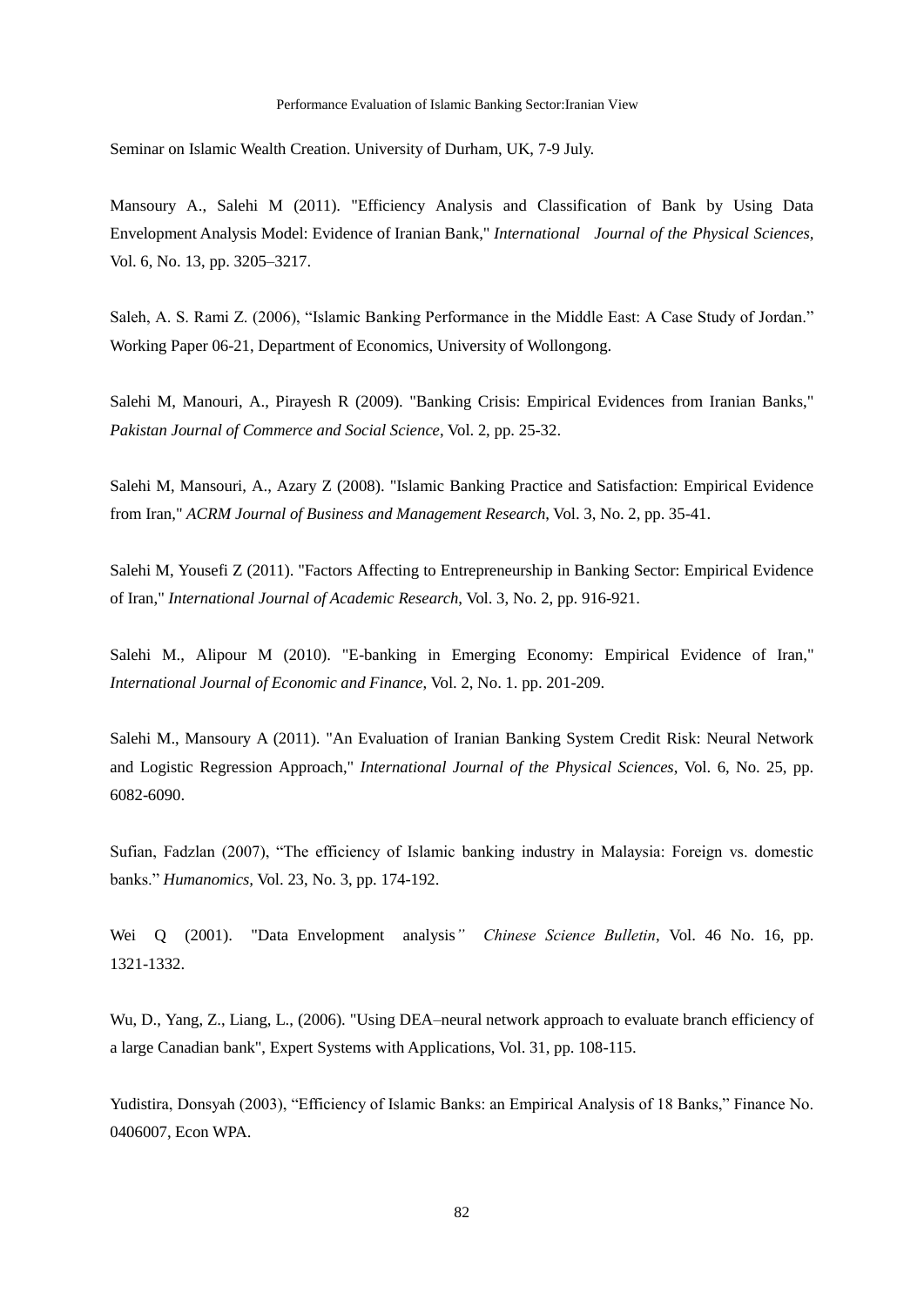Seminar on Islamic Wealth Creation. University of Durham, UK, 7-9 July.

Mansoury A., Salehi M (2011). "Efficiency Analysis and Classification of Bank by Using Data Envelopment Analysis Model: Evidence of Iranian Bank," *International Journal of the Physical Sciences,* Vol. 6, No. 13, pp. 3205–3217.

Saleh, A. S. Rami Z. (2006), "Islamic Banking Performance in the Middle East: A Case Study of Jordan." Working Paper 06-21, Department of Economics, University of Wollongong.

Salehi M, Manouri, A., Pirayesh R (2009). "Banking Crisis: Empirical Evidences from Iranian Banks," *Pakistan Journal of Commerce and Social Science*, Vol. 2, pp. 25-32.

Salehi M, Mansouri, A., Azary Z (2008). "Islamic Banking Practice and Satisfaction: Empirical Evidence from Iran," *ACRM Journal of Business and Management Research*, Vol. 3, No. 2, pp. 35-41.

Salehi M, Yousefi Z (2011). "Factors Affecting to Entrepreneurship in Banking Sector: Empirical Evidence of Iran," *International Journal of Academic Research*, Vol. 3, No. 2, pp. 916-921.

Salehi M., Alipour M (2010). "E-banking in Emerging Economy: Empirical Evidence of Iran," *International Journal of Economic and Finance,* Vol. 2, No. 1. pp. 201-209.

Salehi M., Mansoury A (2011). "An Evaluation of Iranian Banking System Credit Risk: Neural Network and Logistic Regression Approach," *International Journal of the Physical Sciences*, Vol. 6, No. 25, pp. 6082-6090.

Sufian, Fadzlan (2007), "The efficiency of Islamic banking industry in Malaysia: Foreign vs. domestic banks." *Humanomics,* Vol. 23, No. 3, pp. 174-192.

Wei Q (2001). "Data Envelopment analysis*" Chinese Science Bulletin*, Vol. 46 No. 16, pp. 1321-1332.

Wu, D., Yang, Z., Liang, L., (2006). "Using DEA–neural network approach to evaluate branch efficiency of a large Canadian bank", Expert Systems with Applications, Vol. 31, pp. 108-115.

Yudistira, Donsyah (2003), "Efficiency of Islamic Banks: an Empirical Analysis of 18 Banks," Finance No. 0406007, Econ WPA.